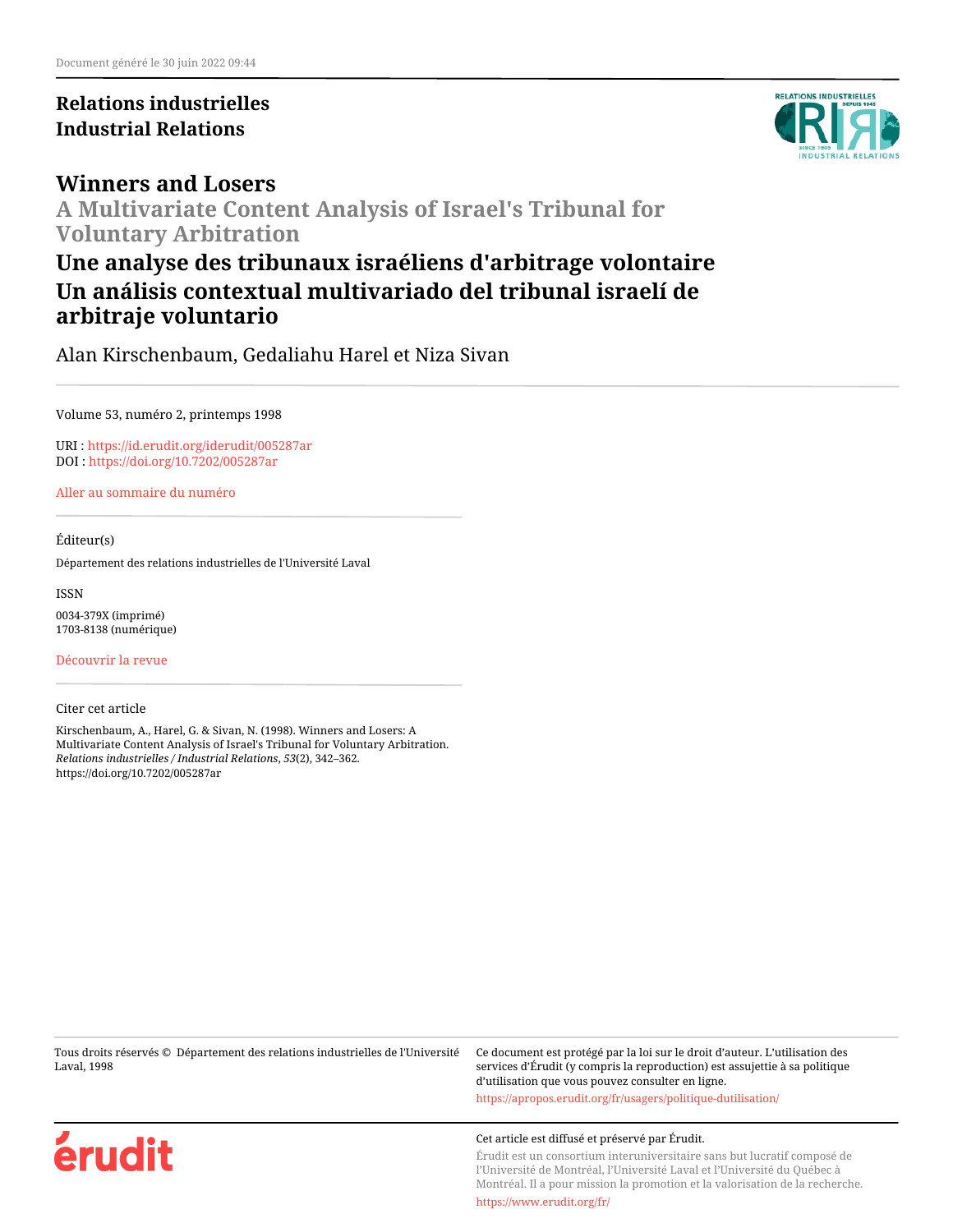Document généré le 30 juin 2022 09:44

**Relations industrielles**
**Industrial Relations**

# Winners and Losers

## A Multivariate Content Analysis of Israel's Tribunal for Voluntary Arbitration

## Une analyse des tribunaux israéliens d'arbitrage volontaire

## Un análisis contextual multivariado del tribunal israelí de arbitraje voluntario

Alan Kirschenbaum, Gedaliahu Harel et Niza Sivan

---

Volume 53, numéro 2, printemps 1998

URI : https://id.erudit.org/iderudit/005287ar
DOI : https://doi.org/10.7202/005287ar

Aller au sommaire du numéro

---

Éditeur(s)

Département des relations industrielles de l'Université Laval

ISSN

0034-379X (imprimé)
1703-8138 (numérique)

Découvrir la revue

---

Citer cet article

Kirschenbaum, A., Harel, G. & Sivan, N. (1998). Winners and Losers: A Multivariate Content Analysis of Israel's Tribunal for Voluntary Arbitration. *Relations industrielles / Industrial Relations*, *53*(2), 342–362. https://doi.org/10.7202/005287ar

---

Tous droits réservés © Département des relations industrielles de l'Université Laval, 1998

Ce document est protégé par la loi sur le droit d'auteur. L'utilisation des services d'Érudit (y compris la reproduction) est assujettie à sa politique d'utilisation que vous pouvez consulter en ligne.

https://apropos.erudit.org/fr/usagers/politique-dutilisation/

Cet article est diffusé et préservé par Érudit.

Érudit est un consortium interuniversitaire sans but lucratif composé de l'Université de Montréal, l'Université Laval et l'Université du Québec à Montréal. Il a pour mission la promotion et la valorisation de la recherche.

https://www.erudit.org/fr/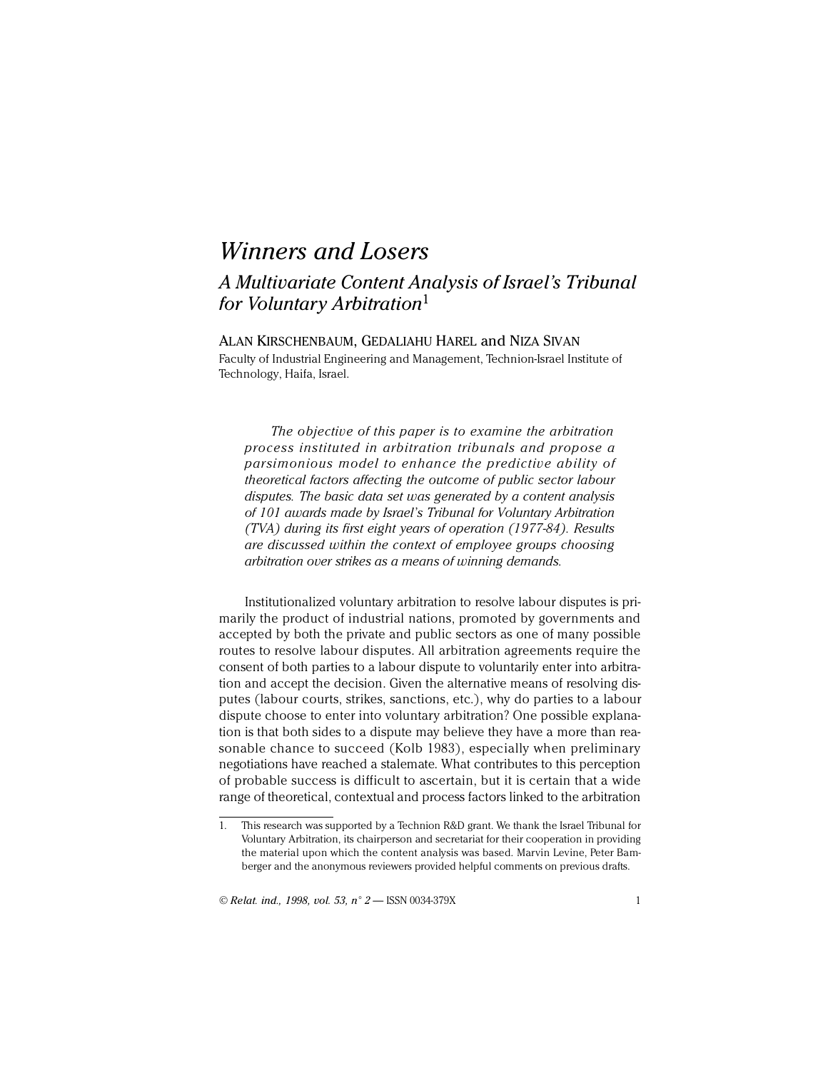# *Winners and Losers*

## *A Multivariate Content Analysis of Israel's Tribunal for Voluntary Arbitration*[1]

ALAN KIRSCHENBAUM, GEDALIAHU HAREL and NIZA SIVAN

Faculty of Industrial Engineering and Management, Technion-Israel Institute of Technology, Haifa, Israel.

> *The objective of this paper is to examine the arbitration process instituted in arbitration tribunals and propose a parsimonious model to enhance the predictive ability of theoretical factors affecting the outcome of public sector labour disputes. The basic data set was generated by a content analysis of 101 awards made by Israel's Tribunal for Voluntary Arbitration (TVA) during its first eight years of operation (1977-84). Results are discussed within the context of employee groups choosing arbitration over strikes as a means of winning demands.*

Institutionalized voluntary arbitration to resolve labour disputes is primarily the product of industrial nations, promoted by governments and accepted by both the private and public sectors as one of many possible routes to resolve labour disputes. All arbitration agreements require the consent of both parties to a labour dispute to voluntarily enter into arbitration and accept the decision. Given the alternative means of resolving disputes (labour courts, strikes, sanctions, etc.), why do parties to a labour dispute choose to enter into voluntary arbitration? One possible explanation is that both sides to a dispute may believe they have a more than reasonable chance to succeed (Kolb 1983), especially when preliminary negotiations have reached a stalemate. What contributes to this perception of probable success is difficult to ascertain, but it is certain that a wide range of theoretical, contextual and process factors linked to the arbitration

---

1. This research was supported by a Technion R&D grant. We thank the Israel Tribunal for Voluntary Arbitration, its chairperson and secretariat for their cooperation in providing the material upon which the content analysis was based. Marvin Levine, Peter Bamberger and the anonymous reviewers provided helpful comments on previous drafts.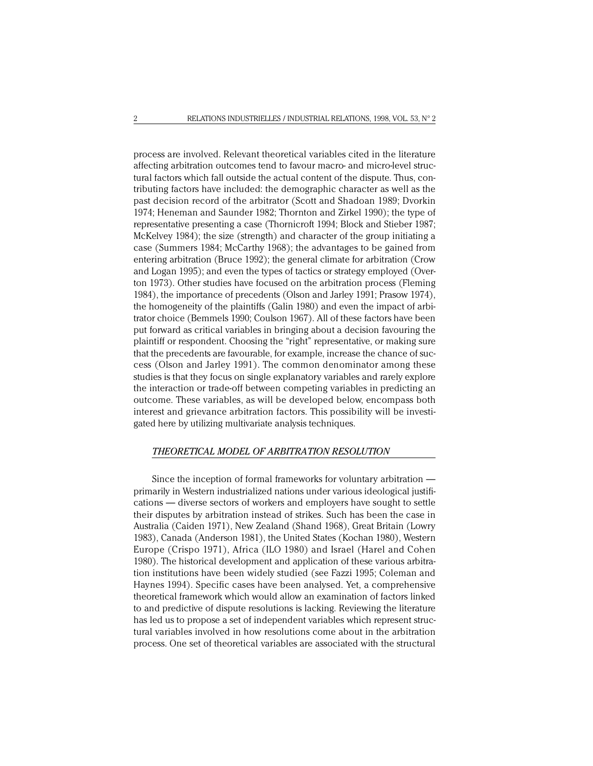process are involved. Relevant theoretical variables cited in the literature affecting arbitration outcomes tend to favour macro- and micro-level structural factors which fall outside the actual content of the dispute. Thus, contributing factors have included: the demographic character as well as the past decision record of the arbitrator (Scott and Shadoan 1989; Dvorkin 1974; Heneman and Saunder 1982; Thornton and Zirkel 1990); the type of representative presenting a case (Thornicroft 1994; Block and Stieber 1987; McKelvey 1984); the size (strength) and character of the group initiating a case (Summers 1984; McCarthy 1968); the advantages to be gained from entering arbitration (Bruce 1992); the general climate for arbitration (Crow and Logan 1995); and even the types of tactics or strategy employed (Overton 1973). Other studies have focused on the arbitration process (Fleming 1984), the importance of precedents (Olson and Jarley 1991; Prasow 1974), the homogeneity of the plaintiffs (Galin 1980) and even the impact of arbitrator choice (Bemmels 1990; Coulson 1967). All of these factors have been put forward as critical variables in bringing about a decision favouring the plaintiff or respondent. Choosing the "right" representative, or making sure that the precedents are favourable, for example, increase the chance of success (Olson and Jarley 1991). The common denominator among these studies is that they focus on single explanatory variables and rarely explore the interaction or trade-off between competing variables in predicting an outcome. These variables, as will be developed below, encompass both interest and grievance arbitration factors. This possibility will be investigated here by utilizing multivariate analysis techniques.

## *THEORETICAL MODEL OF ARBITRATION RESOLUTION*

Since the inception of formal frameworks for voluntary arbitration — primarily in Western industrialized nations under various ideological justifications — diverse sectors of workers and employers have sought to settle their disputes by arbitration instead of strikes. Such has been the case in Australia (Caiden 1971), New Zealand (Shand 1968), Great Britain (Lowry 1983), Canada (Anderson 1981), the United States (Kochan 1980), Western Europe (Crispo 1971), Africa (ILO 1980) and Israel (Harel and Cohen 1980). The historical development and application of these various arbitration institutions have been widely studied (see Fazzi 1995; Coleman and Haynes 1994). Specific cases have been analysed. Yet, a comprehensive theoretical framework which would allow an examination of factors linked to and predictive of dispute resolutions is lacking. Reviewing the literature has led us to propose a set of independent variables which represent structural variables involved in how resolutions come about in the arbitration process. One set of theoretical variables are associated with the structural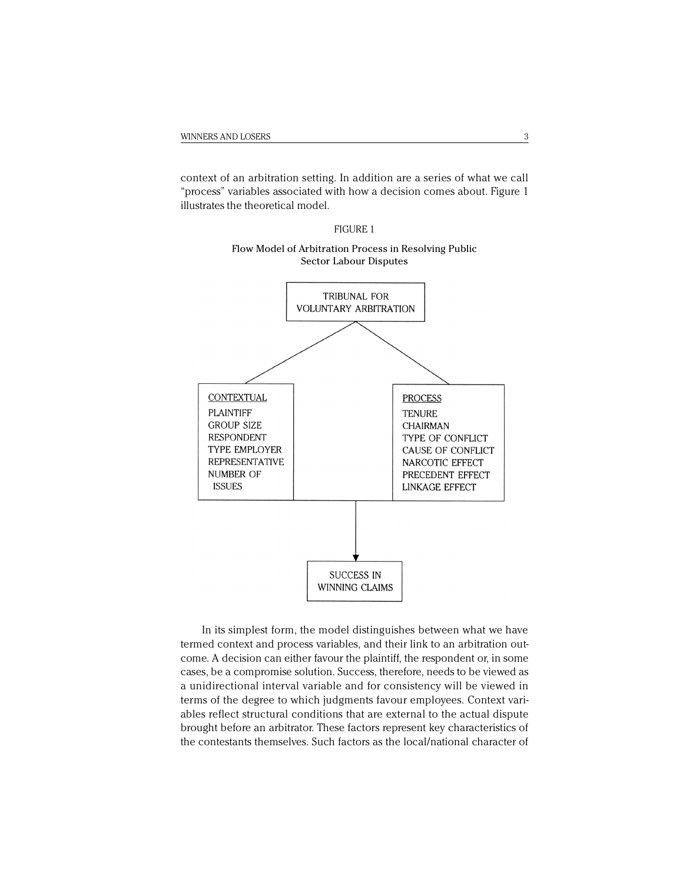context of an arbitration setting. In addition are a series of what we call "process" variables associated with how a decision comes about. Figure 1 illustrates the theoretical model.

FIGURE 1

Flow Model of Arbitration Process in Resolving Public Sector Labour Disputes

TRIBUNAL FOR VOLUNTARY ARBITRATION

CONTEXTUAL
PLAINTIFF
GROUP SIZE
RESPONDENT
TYPE EMPLOYER
REPRESENTATIVE
NUMBER OF ISSUES

PROCESS
TENURE
CHAIRMAN
TYPE OF CONFLICT
CAUSE OF CONFLICT
NARCOTIC EFFECT
PRECEDENT EFFECT
LINKAGE EFFECT

SUCCESS IN WINNING CLAIMS

In its simplest form, the model distinguishes between what we have termed context and process variables, and their link to an arbitration outcome. A decision can either favour the plaintiff, the respondent or, in some cases, be a compromise solution. Success, therefore, needs to be viewed as a unidirectional interval variable and for consistency will be viewed in terms of the degree to which judgments favour employees. Context variables reflect structural conditions that are external to the actual dispute brought before an arbitrator. These factors represent key characteristics of the contestants themselves. Such factors as the local/national character of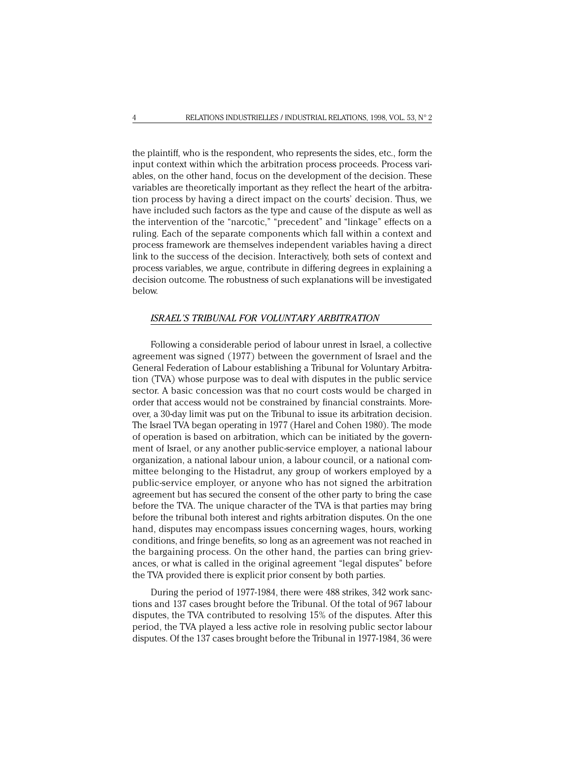the plaintiff, who is the respondent, who represents the sides, etc., form the input context within which the arbitration process proceeds. Process variables, on the other hand, focus on the development of the decision. These variables are theoretically important as they reflect the heart of the arbitration process by having a direct impact on the courts' decision. Thus, we have included such factors as the type and cause of the dispute as well as the intervention of the "narcotic," "precedent" and "linkage" effects on a ruling. Each of the separate components which fall within a context and process framework are themselves independent variables having a direct link to the success of the decision. Interactively, both sets of context and process variables, we argue, contribute in differing degrees in explaining a decision outcome. The robustness of such explanations will be investigated below.

## *ISRAEL'S TRIBUNAL FOR VOLUNTARY ARBITRATION*

Following a considerable period of labour unrest in Israel, a collective agreement was signed (1977) between the government of Israel and the General Federation of Labour establishing a Tribunal for Voluntary Arbitration (TVA) whose purpose was to deal with disputes in the public service sector. A basic concession was that no court costs would be charged in order that access would not be constrained by financial constraints. Moreover, a 30-day limit was put on the Tribunal to issue its arbitration decision. The Israel TVA began operating in 1977 (Harel and Cohen 1980). The mode of operation is based on arbitration, which can be initiated by the government of Israel, or any another public-service employer, a national labour organization, a national labour union, a labour council, or a national committee belonging to the Histadrut, any group of workers employed by a public-service employer, or anyone who has not signed the arbitration agreement but has secured the consent of the other party to bring the case before the TVA. The unique character of the TVA is that parties may bring before the tribunal both interest and rights arbitration disputes. On the one hand, disputes may encompass issues concerning wages, hours, working conditions, and fringe benefits, so long as an agreement was not reached in the bargaining process. On the other hand, the parties can bring grievances, or what is called in the original agreement "legal disputes" before the TVA provided there is explicit prior consent by both parties.

During the period of 1977-1984, there were 488 strikes, 342 work sanctions and 137 cases brought before the Tribunal. Of the total of 967 labour disputes, the TVA contributed to resolving 15% of the disputes. After this period, the TVA played a less active role in resolving public sector labour disputes. Of the 137 cases brought before the Tribunal in 1977-1984, 36 were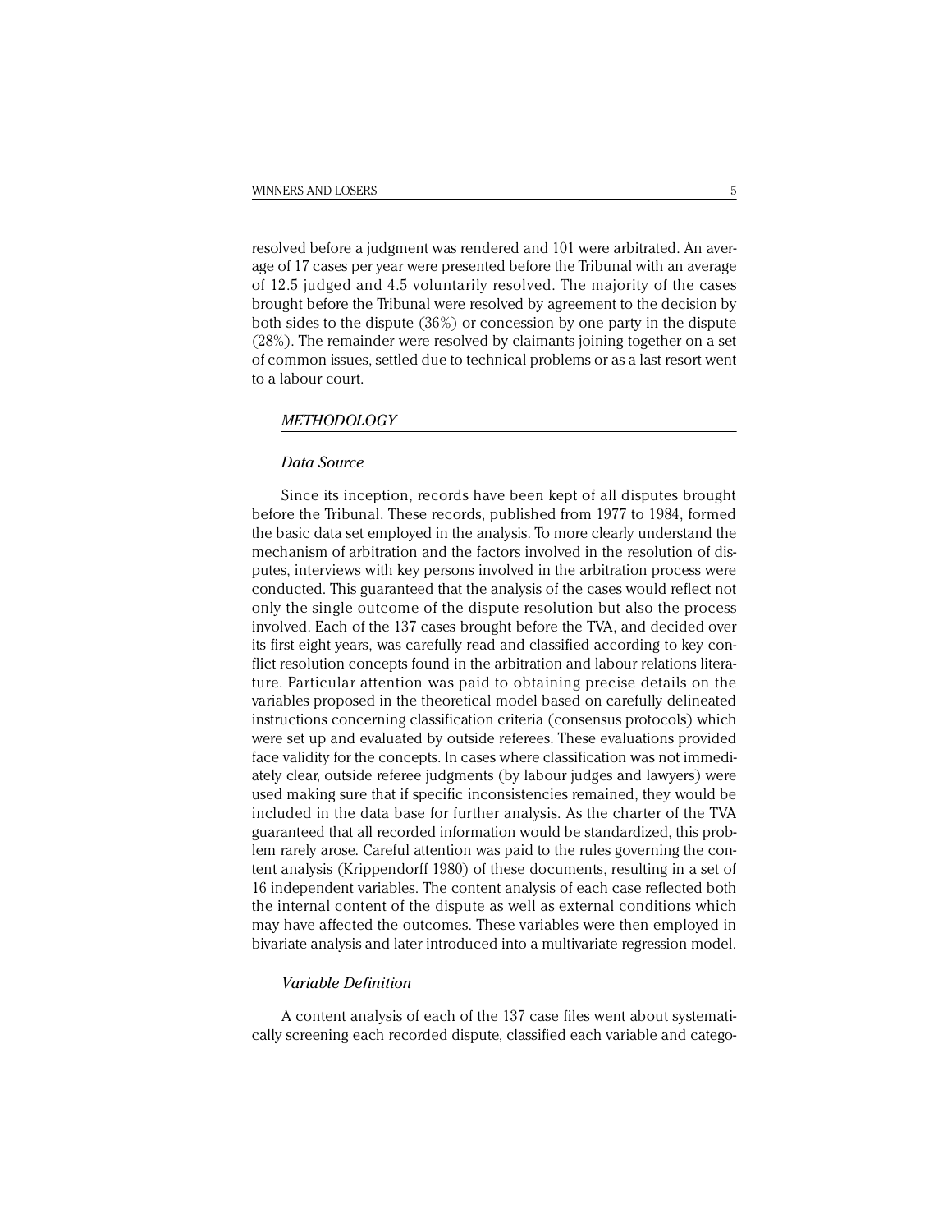resolved before a judgment was rendered and 101 were arbitrated. An average of 17 cases per year were presented before the Tribunal with an average of 12.5 judged and 4.5 voluntarily resolved. The majority of the cases brought before the Tribunal were resolved by agreement to the decision by both sides to the dispute (36%) or concession by one party in the dispute (28%). The remainder were resolved by claimants joining together on a set of common issues, settled due to technical problems or as a last resort went to a labour court.

## METHODOLOGY

### Data Source

Since its inception, records have been kept of all disputes brought before the Tribunal. These records, published from 1977 to 1984, formed the basic data set employed in the analysis. To more clearly understand the mechanism of arbitration and the factors involved in the resolution of disputes, interviews with key persons involved in the arbitration process were conducted. This guaranteed that the analysis of the cases would reflect not only the single outcome of the dispute resolution but also the process involved. Each of the 137 cases brought before the TVA, and decided over its first eight years, was carefully read and classified according to key conflict resolution concepts found in the arbitration and labour relations literature. Particular attention was paid to obtaining precise details on the variables proposed in the theoretical model based on carefully delineated instructions concerning classification criteria (consensus protocols) which were set up and evaluated by outside referees. These evaluations provided face validity for the concepts. In cases where classification was not immediately clear, outside referee judgments (by labour judges and lawyers) were used making sure that if specific inconsistencies remained, they would be included in the data base for further analysis. As the charter of the TVA guaranteed that all recorded information would be standardized, this problem rarely arose. Careful attention was paid to the rules governing the content analysis (Krippendorff 1980) of these documents, resulting in a set of 16 independent variables. The content analysis of each case reflected both the internal content of the dispute as well as external conditions which may have affected the outcomes. These variables were then employed in bivariate analysis and later introduced into a multivariate regression model.

### Variable Definition

A content analysis of each of the 137 case files went about systematically screening each recorded dispute, classified each variable and catego-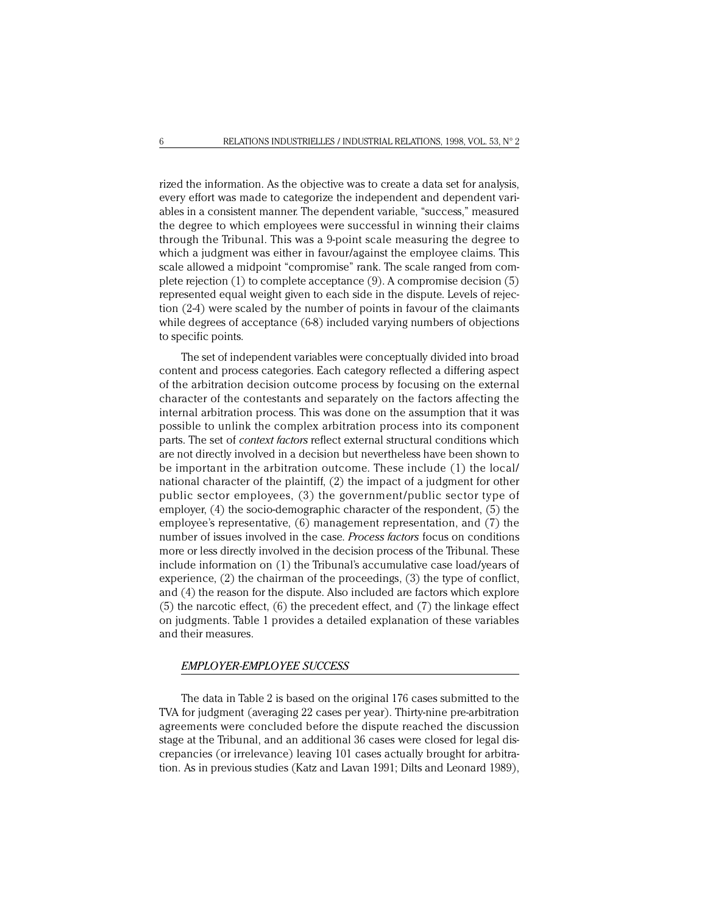rized the information. As the objective was to create a data set for analysis, every effort was made to categorize the independent and dependent variables in a consistent manner. The dependent variable, "success," measured the degree to which employees were successful in winning their claims through the Tribunal. This was a 9-point scale measuring the degree to which a judgment was either in favour/against the employee claims. This scale allowed a midpoint "compromise" rank. The scale ranged from complete rejection (1) to complete acceptance (9). A compromise decision (5) represented equal weight given to each side in the dispute. Levels of rejection (2-4) were scaled by the number of points in favour of the claimants while degrees of acceptance (6-8) included varying numbers of objections to specific points.

The set of independent variables were conceptually divided into broad content and process categories. Each category reflected a differing aspect of the arbitration decision outcome process by focusing on the external character of the contestants and separately on the factors affecting the internal arbitration process. This was done on the assumption that it was possible to unlink the complex arbitration process into its component parts. The set of *context factors* reflect external structural conditions which are not directly involved in a decision but nevertheless have been shown to be important in the arbitration outcome. These include (1) the local/national character of the plaintiff, (2) the impact of a judgment for other public sector employees, (3) the government/public sector type of employer, (4) the socio-demographic character of the respondent, (5) the employee's representative, (6) management representation, and (7) the number of issues involved in the case. *Process factors* focus on conditions more or less directly involved in the decision process of the Tribunal. These include information on (1) the Tribunal's accumulative case load/years of experience, (2) the chairman of the proceedings, (3) the type of conflict, and (4) the reason for the dispute. Also included are factors which explore (5) the narcotic effect, (6) the precedent effect, and (7) the linkage effect on judgments. Table 1 provides a detailed explanation of these variables and their measures.

## *EMPLOYER-EMPLOYEE SUCCESS*

The data in Table 2 is based on the original 176 cases submitted to the TVA for judgment (averaging 22 cases per year). Thirty-nine pre-arbitration agreements were concluded before the dispute reached the discussion stage at the Tribunal, and an additional 36 cases were closed for legal discrepancies (or irrelevance) leaving 101 cases actually brought for arbitration. As in previous studies (Katz and Lavan 1991; Dilts and Leonard 1989),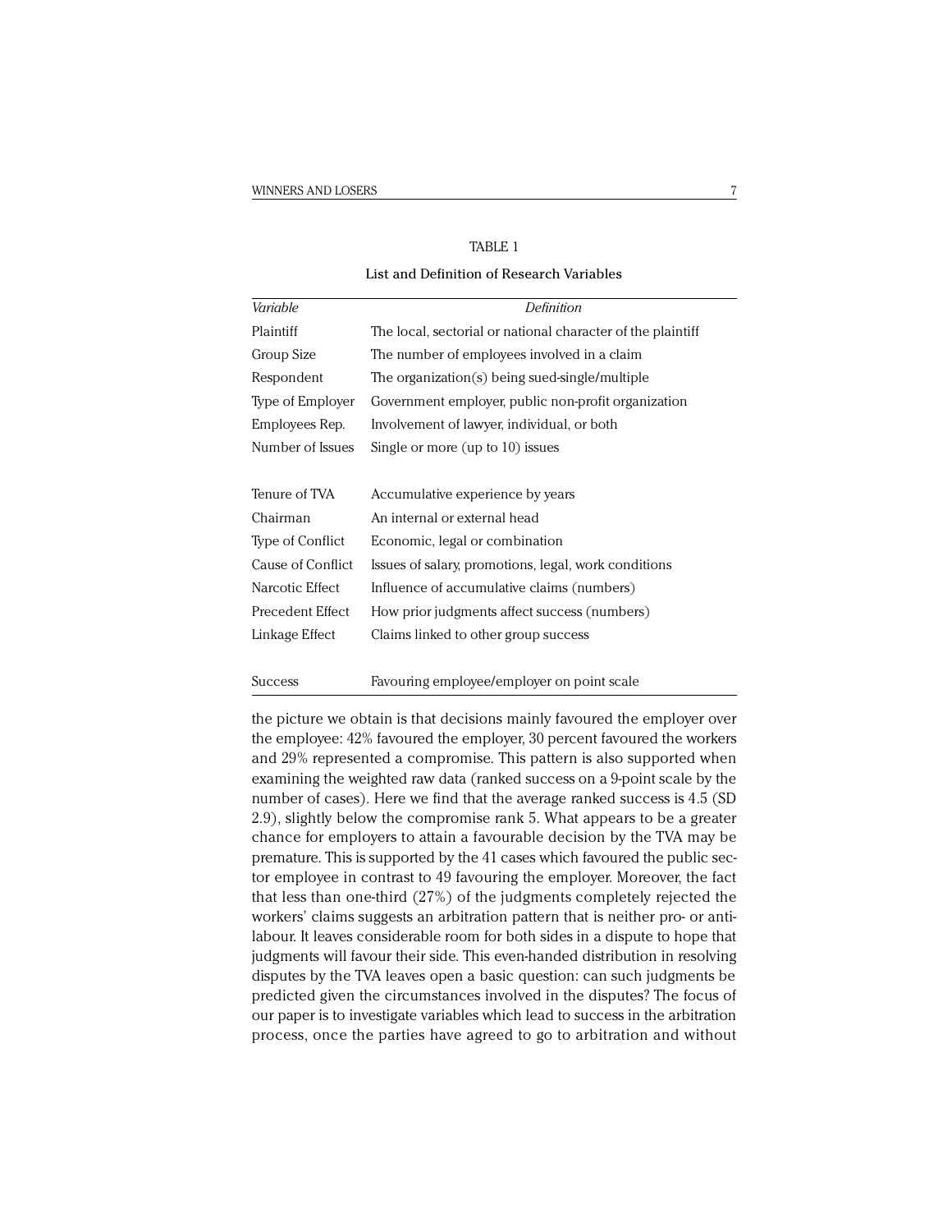TABLE 1

List and Definition of Research Variables

| *Variable* | *Definition* |
|---|---|
| Plaintiff | The local, sectorial or national character of the plaintiff |
| Group Size | The number of employees involved in a claim |
| Respondent | The organization(s) being sued-single/multiple |
| Type of Employer | Government employer, public non-profit organization |
| Employees Rep. | Involvement of lawyer, individual, or both |
| Number of Issues | Single or more (up to 10) issues |
| | |
| Tenure of TVA | Accumulative experience by years |
| Chairman | An internal or external head |
| Type of Conflict | Economic, legal or combination |
| Cause of Conflict | Issues of salary, promotions, legal, work conditions |
| Narcotic Effect | Influence of accumulative claims (numbers) |
| Precedent Effect | How prior judgments affect success (numbers) |
| Linkage Effect | Claims linked to other group success |
| | |
| Success | Favouring employee/employer on point scale |

the picture we obtain is that decisions mainly favoured the employer over the employee: 42% favoured the employer, 30 percent favoured the workers and 29% represented a compromise. This pattern is also supported when examining the weighted raw data (ranked success on a 9-point scale by the number of cases). Here we find that the average ranked success is 4.5 (SD 2.9), slightly below the compromise rank 5. What appears to be a greater chance for employers to attain a favourable decision by the TVA may be premature. This is supported by the 41 cases which favoured the public sector employee in contrast to 49 favouring the employer. Moreover, the fact that less than one-third (27%) of the judgments completely rejected the workers' claims suggests an arbitration pattern that is neither pro- or anti-labour. It leaves considerable room for both sides in a dispute to hope that judgments will favour their side. This even-handed distribution in resolving disputes by the TVA leaves open a basic question: can such judgments be predicted given the circumstances involved in the disputes? The focus of our paper is to investigate variables which lead to success in the arbitration process, once the parties have agreed to go to arbitration and without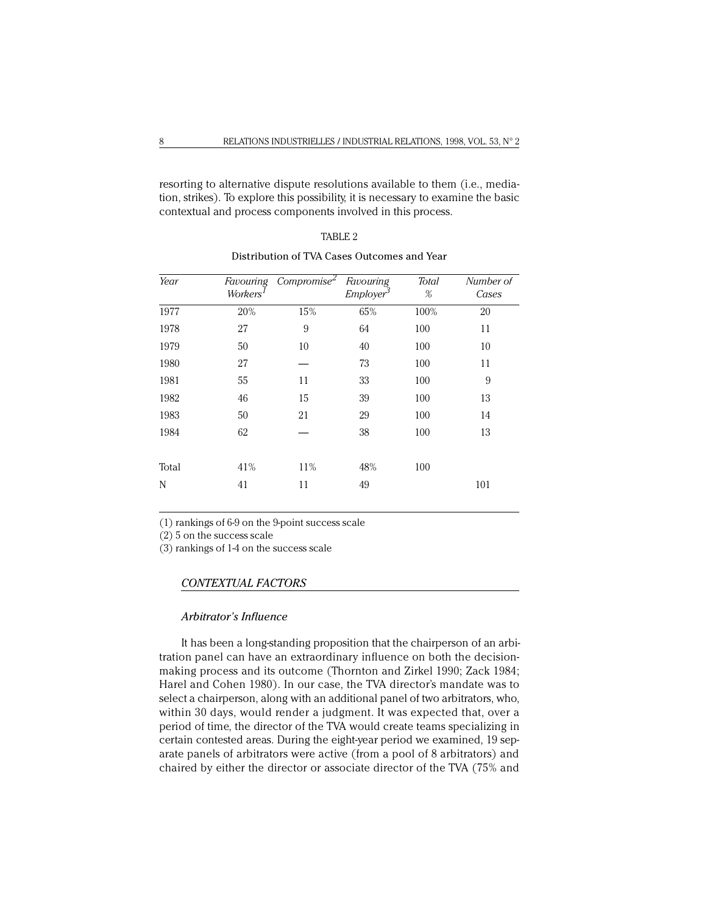resorting to alternative dispute resolutions available to them (i.e., mediation, strikes). To explore this possibility, it is necessary to examine the basic contextual and process components involved in this process.

TABLE 2

Distribution of TVA Cases Outcomes and Year

| *Year* | *Favouring Workers*[1] | *Compromise*[2] | *Favouring Employer*[3] | *Total %* | *Number of Cases* |
|---|---|---|---|---|---|
| 1977 | 20% | 15% | 65% | 100% | 20 |
| 1978 | 27 | 9 | 64 | 100 | 11 |
| 1979 | 50 | 10 | 40 | 100 | 10 |
| 1980 | 27 | — | 73 | 100 | 11 |
| 1981 | 55 | 11 | 33 | 100 | 9 |
| 1982 | 46 | 15 | 39 | 100 | 13 |
| 1983 | 50 | 21 | 29 | 100 | 14 |
| 1984 | 62 | — | 38 | 100 | 13 |
| Total | 41% | 11% | 48% | 100 | |
| N | 41 | 11 | 49 | | 101 |

(1) rankings of 6-9 on the 9-point success scale

(2) 5 on the success scale

(3) rankings of 1-4 on the success scale

## *CONTEXTUAL FACTORS*

### *Arbitrator's Influence*

It has been a long-standing proposition that the chairperson of an arbitration panel can have an extraordinary influence on both the decision-making process and its outcome (Thornton and Zirkel 1990; Zack 1984; Harel and Cohen 1980). In our case, the TVA director's mandate was to select a chairperson, along with an additional panel of two arbitrators, who, within 30 days, would render a judgment. It was expected that, over a period of time, the director of the TVA would create teams specializing in certain contested areas. During the eight-year period we examined, 19 separate panels of arbitrators were active (from a pool of 8 arbitrators) and chaired by either the director or associate director of the TVA (75% and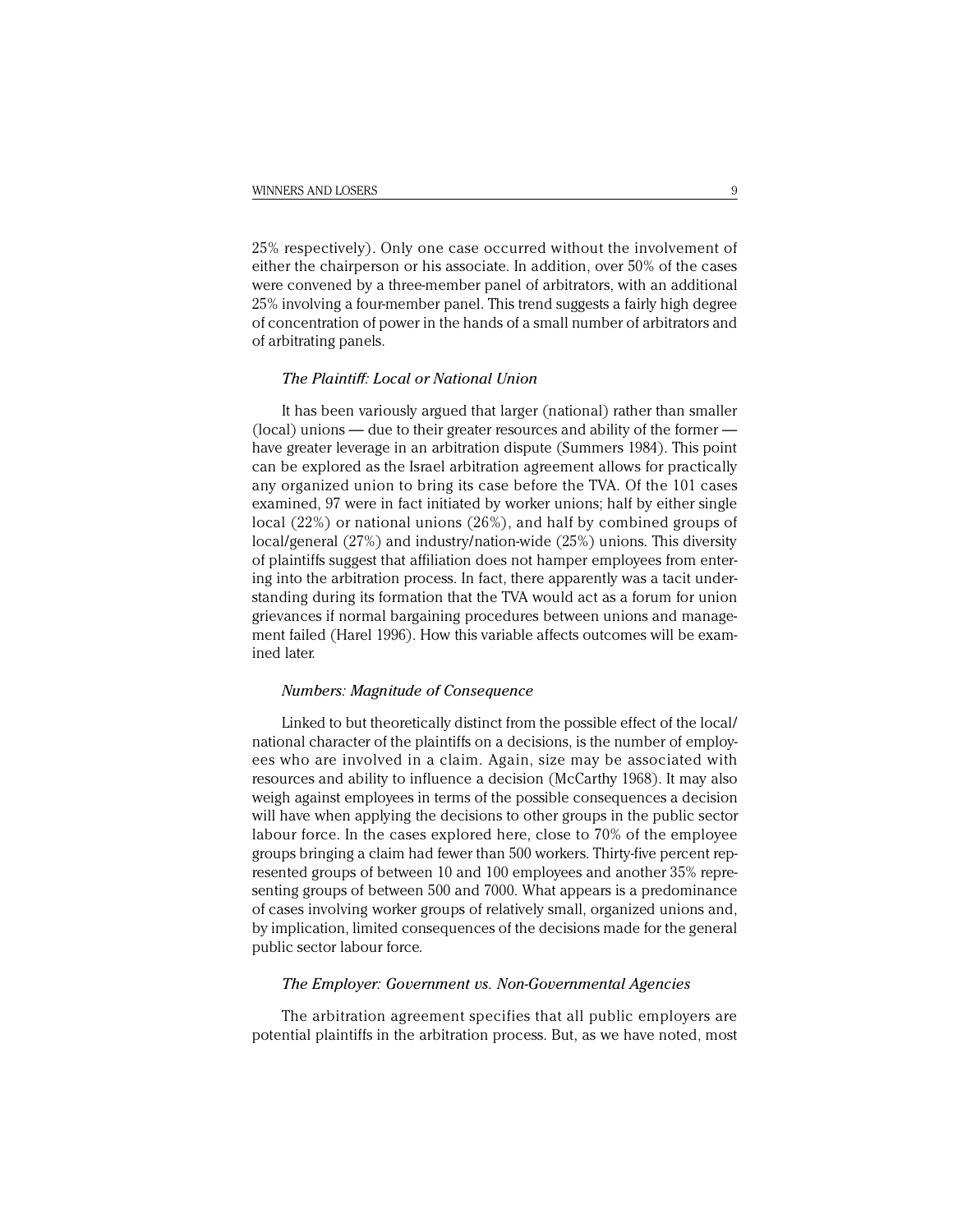25% respectively). Only one case occurred without the involvement of either the chairperson or his associate. In addition, over 50% of the cases were convened by a three-member panel of arbitrators, with an additional 25% involving a four-member panel. This trend suggests a fairly high degree of concentration of power in the hands of a small number of arbitrators and of arbitrating panels.

### *The Plaintiff: Local or National Union*

It has been variously argued that larger (national) rather than smaller (local) unions — due to their greater resources and ability of the former — have greater leverage in an arbitration dispute (Summers 1984). This point can be explored as the Israel arbitration agreement allows for practically any organized union to bring its case before the TVA. Of the 101 cases examined, 97 were in fact initiated by worker unions; half by either single local (22%) or national unions (26%), and half by combined groups of local/general (27%) and industry/nation-wide (25%) unions. This diversity of plaintiffs suggest that affiliation does not hamper employees from entering into the arbitration process. In fact, there apparently was a tacit understanding during its formation that the TVA would act as a forum for union grievances if normal bargaining procedures between unions and management failed (Harel 1996). How this variable affects outcomes will be examined later.

### *Numbers: Magnitude of Consequence*

Linked to but theoretically distinct from the possible effect of the local/national character of the plaintiffs on a decisions, is the number of employees who are involved in a claim. Again, size may be associated with resources and ability to influence a decision (McCarthy 1968). It may also weigh against employees in terms of the possible consequences a decision will have when applying the decisions to other groups in the public sector labour force. In the cases explored here, close to 70% of the employee groups bringing a claim had fewer than 500 workers. Thirty-five percent represented groups of between 10 and 100 employees and another 35% representing groups of between 500 and 7000. What appears is a predominance of cases involving worker groups of relatively small, organized unions and, by implication, limited consequences of the decisions made for the general public sector labour force.

### *The Employer: Government vs. Non-Governmental Agencies*

The arbitration agreement specifies that all public employers are potential plaintiffs in the arbitration process. But, as we have noted, most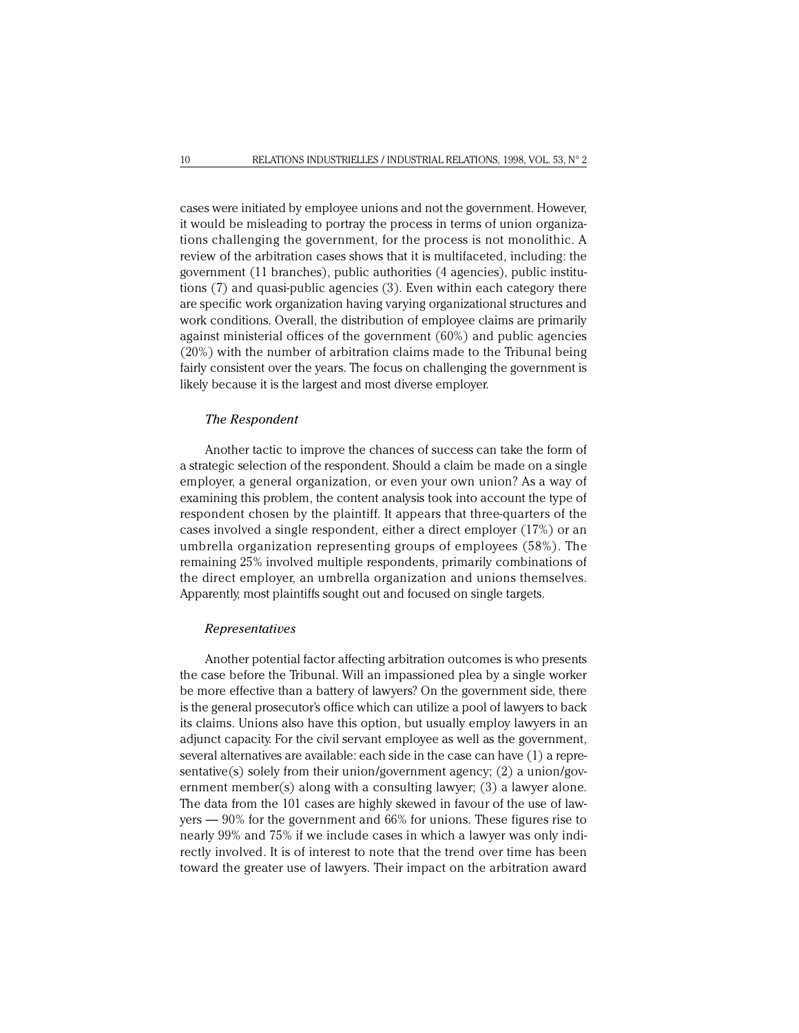cases were initiated by employee unions and not the government. However, it would be misleading to portray the process in terms of union organizations challenging the government, for the process is not monolithic. A review of the arbitration cases shows that it is multifaceted, including: the government (11 branches), public authorities (4 agencies), public institutions (7) and quasi-public agencies (3). Even within each category there are specific work organization having varying organizational structures and work conditions. Overall, the distribution of employee claims are primarily against ministerial offices of the government (60%) and public agencies (20%) with the number of arbitration claims made to the Tribunal being fairly consistent over the years. The focus on challenging the government is likely because it is the largest and most diverse employer.

### *The Respondent*

Another tactic to improve the chances of success can take the form of a strategic selection of the respondent. Should a claim be made on a single employer, a general organization, or even your own union? As a way of examining this problem, the content analysis took into account the type of respondent chosen by the plaintiff. It appears that three-quarters of the cases involved a single respondent, either a direct employer (17%) or an umbrella organization representing groups of employees (58%). The remaining 25% involved multiple respondents, primarily combinations of the direct employer, an umbrella organization and unions themselves. Apparently, most plaintiffs sought out and focused on single targets.

### *Representatives*

Another potential factor affecting arbitration outcomes is who presents the case before the Tribunal. Will an impassioned plea by a single worker be more effective than a battery of lawyers? On the government side, there is the general prosecutor's office which can utilize a pool of lawyers to back its claims. Unions also have this option, but usually employ lawyers in an adjunct capacity. For the civil servant employee as well as the government, several alternatives are available: each side in the case can have (1) a representative(s) solely from their union/government agency; (2) a union/government member(s) along with a consulting lawyer; (3) a lawyer alone. The data from the 101 cases are highly skewed in favour of the use of lawyers — 90% for the government and 66% for unions. These figures rise to nearly 99% and 75% if we include cases in which a lawyer was only indirectly involved. It is of interest to note that the trend over time has been toward the greater use of lawyers. Their impact on the arbitration award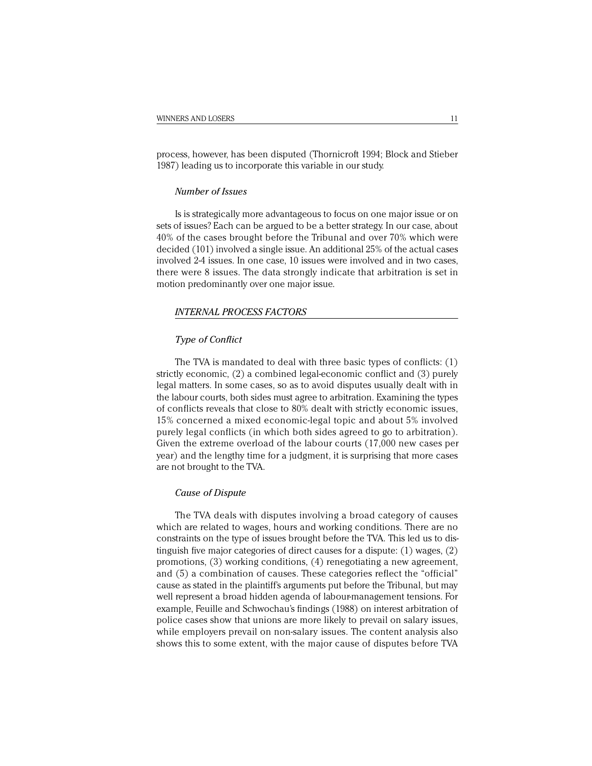process, however, has been disputed (Thornicroft 1994; Block and Stieber 1987) leading us to incorporate this variable in our study.

### *Number of Issues*

Is is strategically more advantageous to focus on one major issue or on sets of issues? Each can be argued to be a better strategy. In our case, about 40% of the cases brought before the Tribunal and over 70% which were decided (101) involved a single issue. An additional 25% of the actual cases involved 2-4 issues. In one case, 10 issues were involved and in two cases, there were 8 issues. The data strongly indicate that arbitration is set in motion predominantly over one major issue.

## *INTERNAL PROCESS FACTORS*

### *Type of Conflict*

The TVA is mandated to deal with three basic types of conflicts: (1) strictly economic, (2) a combined legal-economic conflict and (3) purely legal matters. In some cases, so as to avoid disputes usually dealt with in the labour courts, both sides must agree to arbitration. Examining the types of conflicts reveals that close to 80% dealt with strictly economic issues, 15% concerned a mixed economic-legal topic and about 5% involved purely legal conflicts (in which both sides agreed to go to arbitration). Given the extreme overload of the labour courts (17,000 new cases per year) and the lengthy time for a judgment, it is surprising that more cases are not brought to the TVA.

### *Cause of Dispute*

The TVA deals with disputes involving a broad category of causes which are related to wages, hours and working conditions. There are no constraints on the type of issues brought before the TVA. This led us to distinguish five major categories of direct causes for a dispute: (1) wages, (2) promotions, (3) working conditions, (4) renegotiating a new agreement, and (5) a combination of causes. These categories reflect the "official" cause as stated in the plaintiff's arguments put before the Tribunal, but may well represent a broad hidden agenda of labour-management tensions. For example, Feuille and Schwochau's findings (1988) on interest arbitration of police cases show that unions are more likely to prevail on salary issues, while employers prevail on non-salary issues. The content analysis also shows this to some extent, with the major cause of disputes before TVA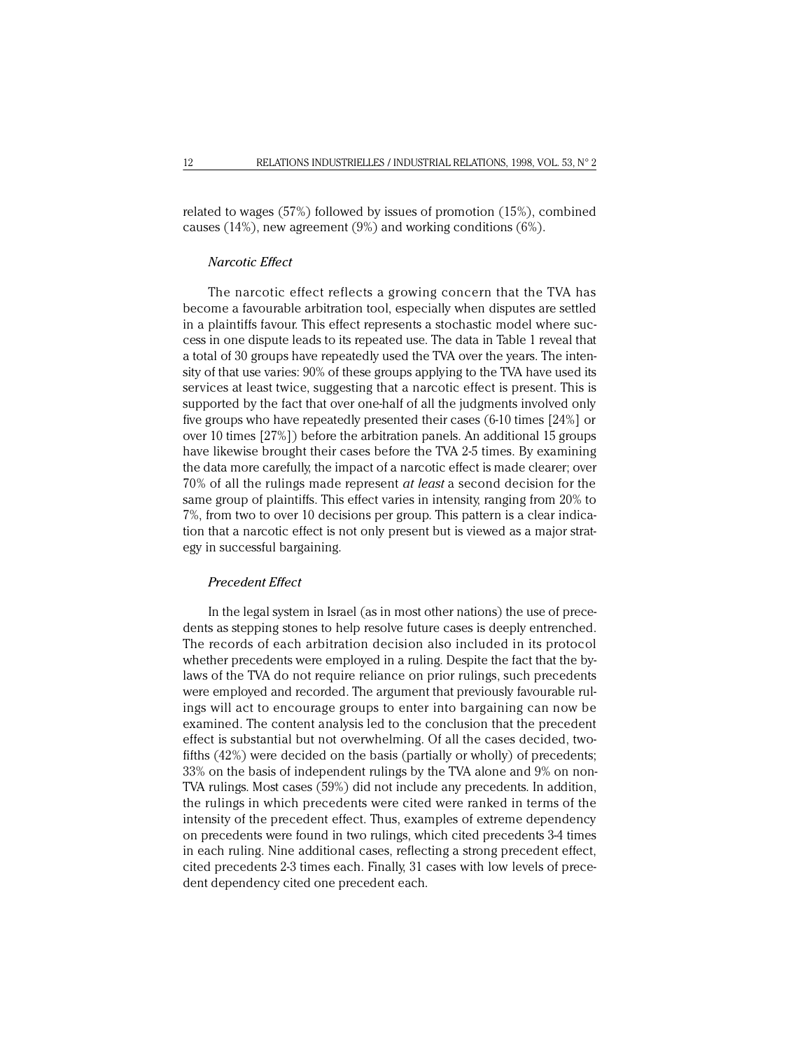related to wages (57%) followed by issues of promotion (15%), combined causes (14%), new agreement (9%) and working conditions (6%).

### *Narcotic Effect*

The narcotic effect reflects a growing concern that the TVA has become a favourable arbitration tool, especially when disputes are settled in a plaintiffs favour. This effect represents a stochastic model where success in one dispute leads to its repeated use. The data in Table 1 reveal that a total of 30 groups have repeatedly used the TVA over the years. The intensity of that use varies: 90% of these groups applying to the TVA have used its services at least twice, suggesting that a narcotic effect is present. This is supported by the fact that over one-half of all the judgments involved only five groups who have repeatedly presented their cases (6-10 times [24%] or over 10 times [27%]) before the arbitration panels. An additional 15 groups have likewise brought their cases before the TVA 2-5 times. By examining the data more carefully, the impact of a narcotic effect is made clearer; over 70% of all the rulings made represent *at least* a second decision for the same group of plaintiffs. This effect varies in intensity, ranging from 20% to 7%, from two to over 10 decisions per group. This pattern is a clear indication that a narcotic effect is not only present but is viewed as a major strategy in successful bargaining.

### *Precedent Effect*

In the legal system in Israel (as in most other nations) the use of precedents as stepping stones to help resolve future cases is deeply entrenched. The records of each arbitration decision also included in its protocol whether precedents were employed in a ruling. Despite the fact that the bylaws of the TVA do not require reliance on prior rulings, such precedents were employed and recorded. The argument that previously favourable rulings will act to encourage groups to enter into bargaining can now be examined. The content analysis led to the conclusion that the precedent effect is substantial but not overwhelming. Of all the cases decided, two-fifths (42%) were decided on the basis (partially or wholly) of precedents; 33% on the basis of independent rulings by the TVA alone and 9% on non-TVA rulings. Most cases (59%) did not include any precedents. In addition, the rulings in which precedents were cited were ranked in terms of the intensity of the precedent effect. Thus, examples of extreme dependency on precedents were found in two rulings, which cited precedents 3-4 times in each ruling. Nine additional cases, reflecting a strong precedent effect, cited precedents 2-3 times each. Finally, 31 cases with low levels of precedent dependency cited one precedent each.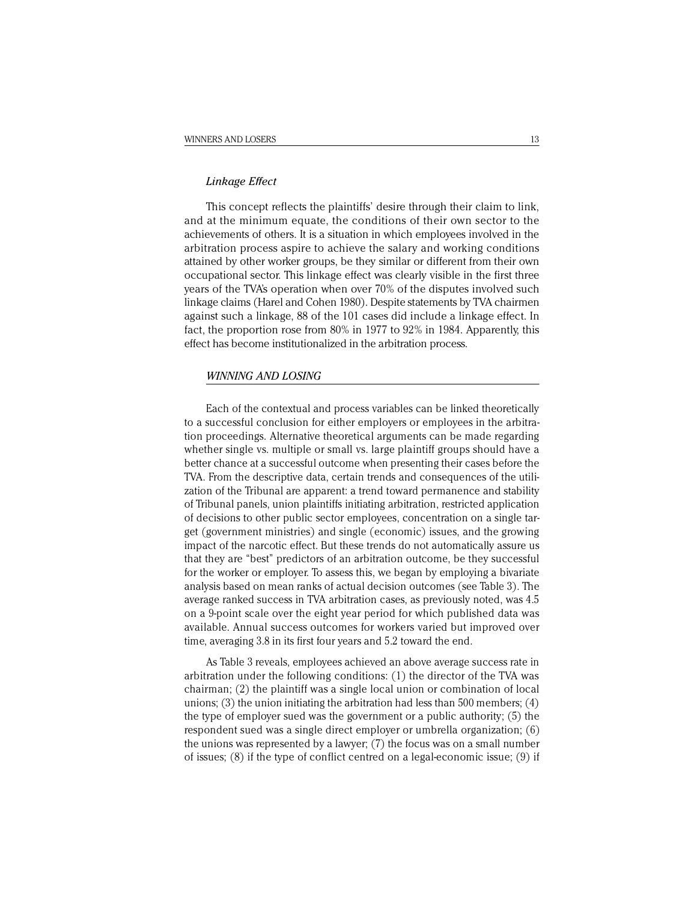### *Linkage Effect*

This concept reflects the plaintiffs' desire through their claim to link, and at the minimum equate, the conditions of their own sector to the achievements of others. It is a situation in which employees involved in the arbitration process aspire to achieve the salary and working conditions attained by other worker groups, be they similar or different from their own occupational sector. This linkage effect was clearly visible in the first three years of the TVA's operation when over 70% of the disputes involved such linkage claims (Harel and Cohen 1980). Despite statements by TVA chairmen against such a linkage, 88 of the 101 cases did include a linkage effect. In fact, the proportion rose from 80% in 1977 to 92% in 1984. Apparently, this effect has become institutionalized in the arbitration process.

## *WINNING AND LOSING*

Each of the contextual and process variables can be linked theoretically to a successful conclusion for either employers or employees in the arbitration proceedings. Alternative theoretical arguments can be made regarding whether single vs. multiple or small vs. large plaintiff groups should have a better chance at a successful outcome when presenting their cases before the TVA. From the descriptive data, certain trends and consequences of the utilization of the Tribunal are apparent: a trend toward permanence and stability of Tribunal panels, union plaintiffs initiating arbitration, restricted application of decisions to other public sector employees, concentration on a single target (government ministries) and single (economic) issues, and the growing impact of the narcotic effect. But these trends do not automatically assure us that they are "best" predictors of an arbitration outcome, be they successful for the worker or employer. To assess this, we began by employing a bivariate analysis based on mean ranks of actual decision outcomes (see Table 3). The average ranked success in TVA arbitration cases, as previously noted, was 4.5 on a 9-point scale over the eight year period for which published data was available. Annual success outcomes for workers varied but improved over time, averaging 3.8 in its first four years and 5.2 toward the end.

As Table 3 reveals, employees achieved an above average success rate in arbitration under the following conditions: (1) the director of the TVA was chairman; (2) the plaintiff was a single local union or combination of local unions; (3) the union initiating the arbitration had less than 500 members; (4) the type of employer sued was the government or a public authority; (5) the respondent sued was a single direct employer or umbrella organization; (6) the unions was represented by a lawyer; (7) the focus was on a small number of issues; (8) if the type of conflict centred on a legal-economic issue; (9) if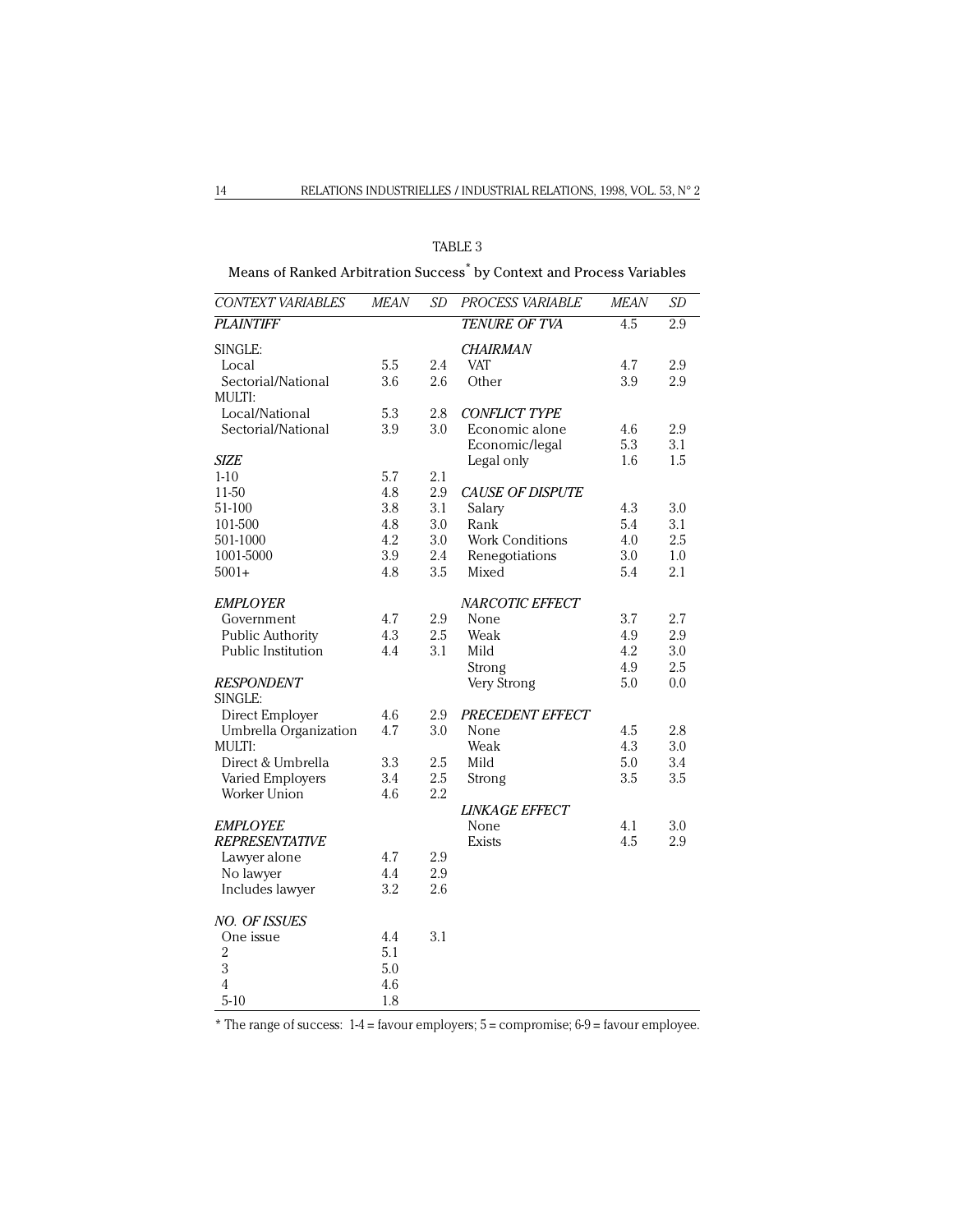TABLE 3

Means of Ranked Arbitration Success* by Context and Process Variables

| *CONTEXT VARIABLES* | *MEAN* | *SD* | *PROCESS VARIABLE* | *MEAN* | *SD* |
|---|---|---|---|---|---|
| *PLAINTIFF* | | | *TENURE OF TVA* | 4.5 | 2.9 |
| SINGLE: | | | *CHAIRMAN* | | |
| Local | 5.5 | 2.4 | VAT | 4.7 | 2.9 |
| Sectorial/National | 3.6 | 2.6 | Other | 3.9 | 2.9 |
| MULTI: | | | | | |
| Local/National | 5.3 | 2.8 | *CONFLICT TYPE* | | |
| Sectorial/National | 3.9 | 3.0 | Economic alone | 4.6 | 2.9 |
| | | | Economic/legal | 5.3 | 3.1 |
| *SIZE* | | | Legal only | 1.6 | 1.5 |
| 1-10 | 5.7 | 2.1 | | | |
| 11-50 | 4.8 | 2.9 | *CAUSE OF DISPUTE* | | |
| 51-100 | 3.8 | 3.1 | Salary | 4.3 | 3.0 |
| 101-500 | 4.8 | 3.0 | Rank | 5.4 | 3.1 |
| 501-1000 | 4.2 | 3.0 | Work Conditions | 4.0 | 2.5 |
| 1001-5000 | 3.9 | 2.4 | Renegotiations | 3.0 | 1.0 |
| 5001+ | 4.8 | 3.5 | Mixed | 5.4 | 2.1 |
| *EMPLOYER* | | | *NARCOTIC EFFECT* | | |
| Government | 4.7 | 2.9 | None | 3.7 | 2.7 |
| Public Authority | 4.3 | 2.5 | Weak | 4.9 | 2.9 |
| Public Institution | 4.4 | 3.1 | Mild | 4.2 | 3.0 |
| | | | Strong | 4.9 | 2.5 |
| *RESPONDENT* | | | Very Strong | 5.0 | 0.0 |
| SINGLE: | | | | | |
| Direct Employer | 4.6 | 2.9 | *PRECEDENT EFFECT* | | |
| Umbrella Organization | 4.7 | 3.0 | None | 4.5 | 2.8 |
| MULTI: | | | Weak | 4.3 | 3.0 |
| Direct & Umbrella | 3.3 | 2.5 | Mild | 5.0 | 3.4 |
| Varied Employers | 3.4 | 2.5 | Strong | 3.5 | 3.5 |
| Worker Union | 4.6 | 2.2 | | | |
| | | | *LINKAGE EFFECT* | | |
| *EMPLOYEE REPRESENTATIVE* | | | None | 4.1 | 3.0 |
| | | | Exists | 4.5 | 2.9 |
| Lawyer alone | 4.7 | 2.9 | | | |
| No lawyer | 4.4 | 2.9 | | | |
| Includes lawyer | 3.2 | 2.6 | | | |
| *NO. OF ISSUES* | | | | | |
| One issue | 4.4 | 3.1 | | | |
| 2 | 5.1 | | | | |
| 3 | 5.0 | | | | |
| 4 | 4.6 | | | | |
| 5-10 | 1.8 | | | | |

\* The range of success: 1-4 = favour employers; 5 = compromise; 6-9 = favour employee.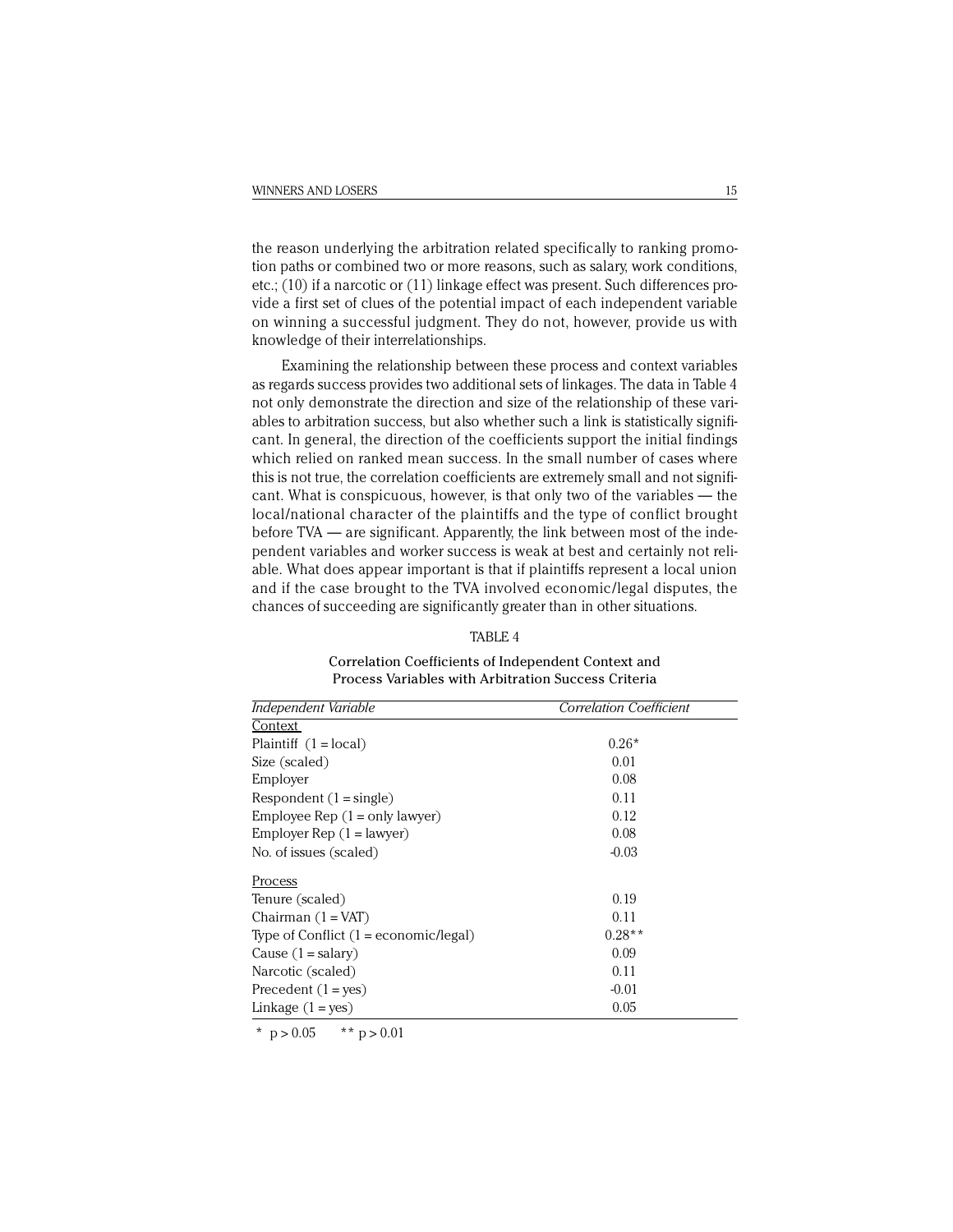the reason underlying the arbitration related specifically to ranking promotion paths or combined two or more reasons, such as salary, work conditions, etc.; (10) if a narcotic or (11) linkage effect was present. Such differences provide a first set of clues of the potential impact of each independent variable on winning a successful judgment. They do not, however, provide us with knowledge of their interrelationships.

Examining the relationship between these process and context variables as regards success provides two additional sets of linkages. The data in Table 4 not only demonstrate the direction and size of the relationship of these variables to arbitration success, but also whether such a link is statistically significant. In general, the direction of the coefficients support the initial findings which relied on ranked mean success. In the small number of cases where this is not true, the correlation coefficients are extremely small and not significant. What is conspicuous, however, is that only two of the variables — the local/national character of the plaintiffs and the type of conflict brought before TVA — are significant. Apparently, the link between most of the independent variables and worker success is weak at best and certainly not reliable. What does appear important is that if plaintiffs represent a local union and if the case brought to the TVA involved economic/legal disputes, the chances of succeeding are significantly greater than in other situations.

TABLE 4

Correlation Coefficients of Independent Context and Process Variables with Arbitration Success Criteria

| *Independent Variable* | *Correlation Coefficient* |
|---|---|
| Context | |
| Plaintiff (1 = local) | 0.26* |
| Size (scaled) | 0.01 |
| Employer | 0.08 |
| Respondent (1 = single) | 0.11 |
| Employee Rep (1 = only lawyer) | 0.12 |
| Employer Rep (1 = lawyer) | 0.08 |
| No. of issues (scaled) | -0.03 |
| Process | |
| Tenure (scaled) | 0.19 |
| Chairman (1 = VAT) | 0.11 |
| Type of Conflict (1 = economic/legal) | 0.28** |
| Cause (1 = salary) | 0.09 |
| Narcotic (scaled) | 0.11 |
| Precedent (1 = yes) | -0.01 |
| Linkage (1 = yes) | 0.05 |

* $p > 0.05$ ** $p > 0.01$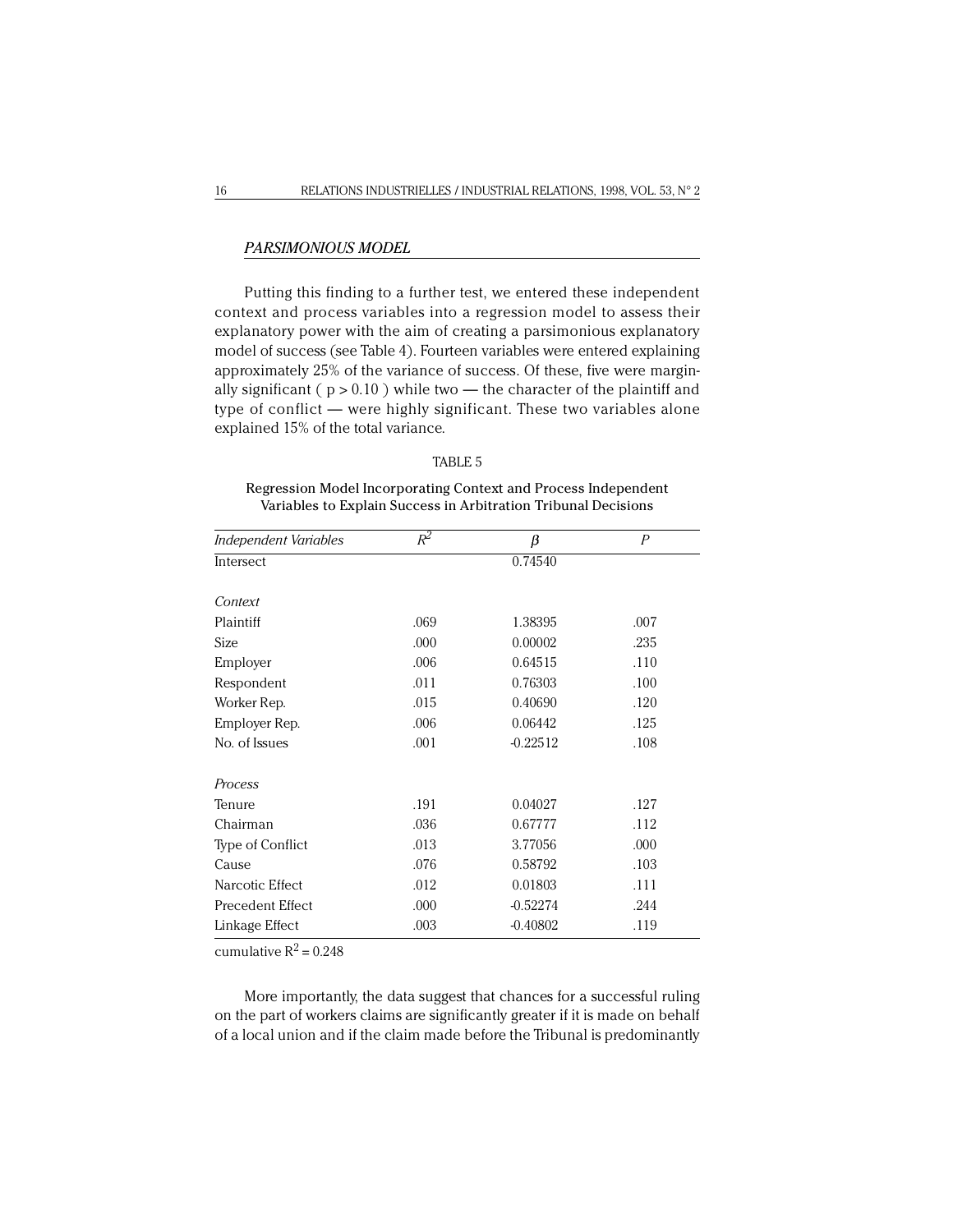### *PARSIMONIOUS MODEL*

Putting this finding to a further test, we entered these independent context and process variables into a regression model to assess their explanatory power with the aim of creating a parsimonious explanatory model of success (see Table 4). Fourteen variables were entered explaining approximately 25% of the variance of success. Of these, five were marginally significant ( $p > 0.10$ ) while two — the character of the plaintiff and type of conflict — were highly significant. These two variables alone explained 15% of the total variance.

TABLE 5

Regression Model Incorporating Context and Process Independent Variables to Explain Success in Arbitration Tribunal Decisions

| *Independent Variables* | $R^2$ | $\beta$ | *P* |
|---|---|---|---|
| Intersect | | 0.74540 | |
| *Context* | | | |
| Plaintiff | .069 | 1.38395 | .007 |
| Size | .000 | 0.00002 | .235 |
| Employer | .006 | 0.64515 | .110 |
| Respondent | .011 | 0.76303 | .100 |
| Worker Rep. | .015 | 0.40690 | .120 |
| Employer Rep. | .006 | 0.06442 | .125 |
| No. of Issues | .001 | -0.22512 | .108 |
| *Process* | | | |
| Tenure | .191 | 0.04027 | .127 |
| Chairman | .036 | 0.67777 | .112 |
| Type of Conflict | .013 | 3.77056 | .000 |
| Cause | .076 | 0.58792 | .103 |
| Narcotic Effect | .012 | 0.01803 | .111 |
| Precedent Effect | .000 | -0.52274 | .244 |
| Linkage Effect | .003 | -0.40802 | .119 |

cumulative $R^2 = 0.248$

More importantly, the data suggest that chances for a successful ruling on the part of workers claims are significantly greater if it is made on behalf of a local union and if the claim made before the Tribunal is predominantly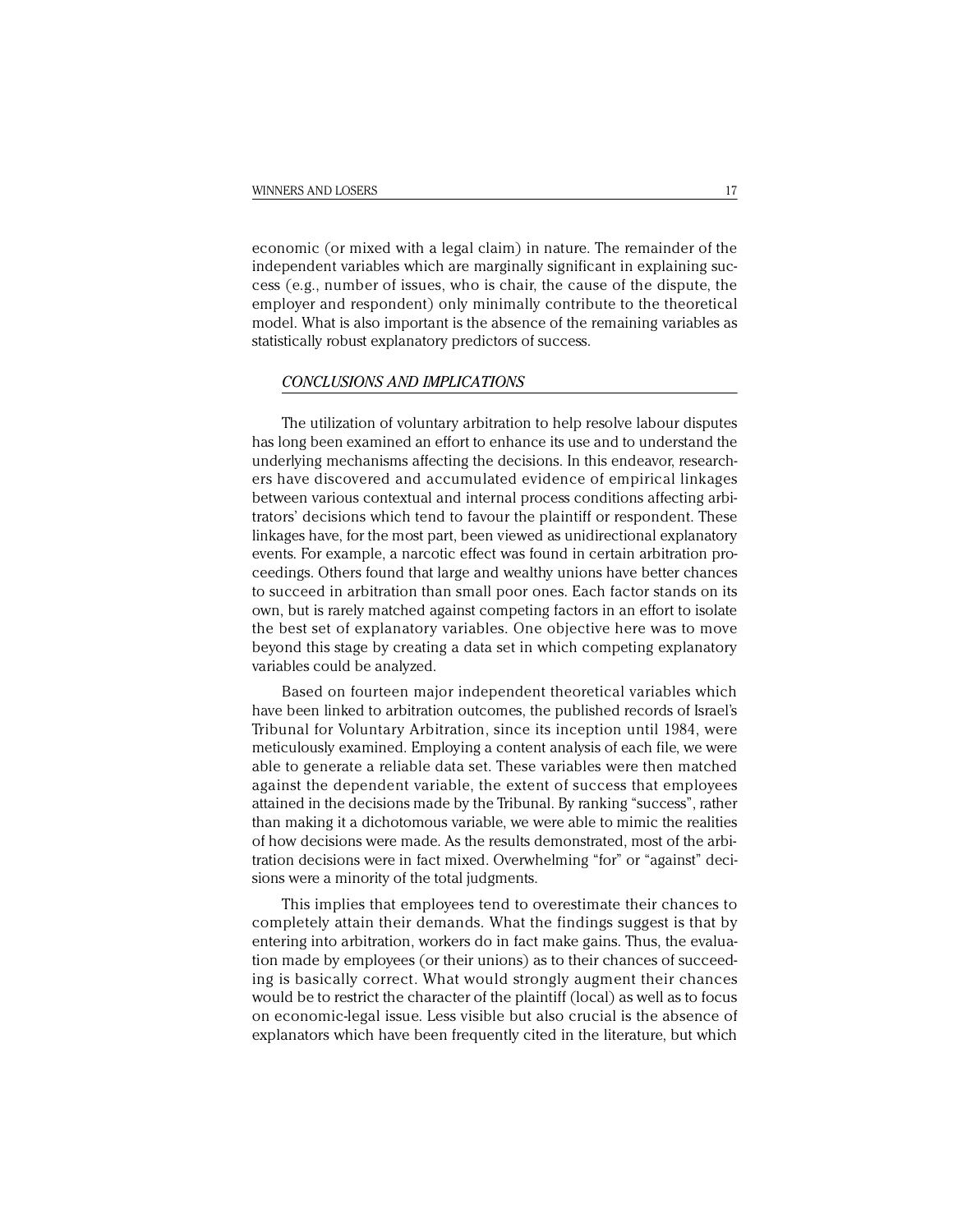economic (or mixed with a legal claim) in nature. The remainder of the independent variables which are marginally significant in explaining success (e.g., number of issues, who is chair, the cause of the dispute, the employer and respondent) only minimally contribute to the theoretical model. What is also important is the absence of the remaining variables as statistically robust explanatory predictors of success.

## *CONCLUSIONS AND IMPLICATIONS*

The utilization of voluntary arbitration to help resolve labour disputes has long been examined an effort to enhance its use and to understand the underlying mechanisms affecting the decisions. In this endeavor, researchers have discovered and accumulated evidence of empirical linkages between various contextual and internal process conditions affecting arbitrators' decisions which tend to favour the plaintiff or respondent. These linkages have, for the most part, been viewed as unidirectional explanatory events. For example, a narcotic effect was found in certain arbitration proceedings. Others found that large and wealthy unions have better chances to succeed in arbitration than small poor ones. Each factor stands on its own, but is rarely matched against competing factors in an effort to isolate the best set of explanatory variables. One objective here was to move beyond this stage by creating a data set in which competing explanatory variables could be analyzed.

Based on fourteen major independent theoretical variables which have been linked to arbitration outcomes, the published records of Israel's Tribunal for Voluntary Arbitration, since its inception until 1984, were meticulously examined. Employing a content analysis of each file, we were able to generate a reliable data set. These variables were then matched against the dependent variable, the extent of success that employees attained in the decisions made by the Tribunal. By ranking "success", rather than making it a dichotomous variable, we were able to mimic the realities of how decisions were made. As the results demonstrated, most of the arbitration decisions were in fact mixed. Overwhelming "for" or "against" decisions were a minority of the total judgments.

This implies that employees tend to overestimate their chances to completely attain their demands. What the findings suggest is that by entering into arbitration, workers do in fact make gains. Thus, the evaluation made by employees (or their unions) as to their chances of succeeding is basically correct. What would strongly augment their chances would be to restrict the character of the plaintiff (local) as well as to focus on economic-legal issue. Less visible but also crucial is the absence of explanators which have been frequently cited in the literature, but which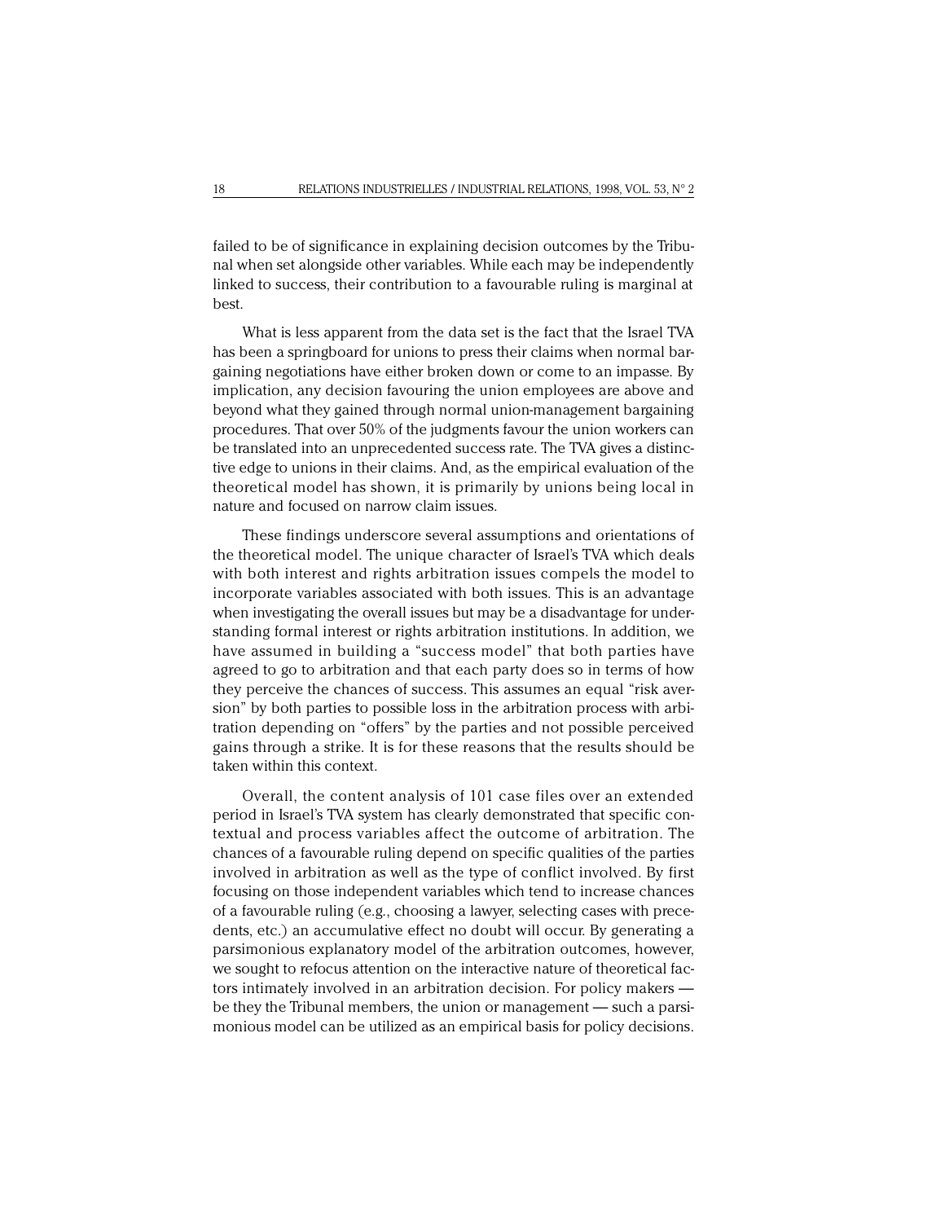failed to be of significance in explaining decision outcomes by the Tribunal when set alongside other variables. While each may be independently linked to success, their contribution to a favourable ruling is marginal at best.

What is less apparent from the data set is the fact that the Israel TVA has been a springboard for unions to press their claims when normal bargaining negotiations have either broken down or come to an impasse. By implication, any decision favouring the union employees are above and beyond what they gained through normal union-management bargaining procedures. That over 50% of the judgments favour the union workers can be translated into an unprecedented success rate. The TVA gives a distinctive edge to unions in their claims. And, as the empirical evaluation of the theoretical model has shown, it is primarily by unions being local in nature and focused on narrow claim issues.

These findings underscore several assumptions and orientations of the theoretical model. The unique character of Israel's TVA which deals with both interest and rights arbitration issues compels the model to incorporate variables associated with both issues. This is an advantage when investigating the overall issues but may be a disadvantage for understanding formal interest or rights arbitration institutions. In addition, we have assumed in building a "success model" that both parties have agreed to go to arbitration and that each party does so in terms of how they perceive the chances of success. This assumes an equal "risk aversion" by both parties to possible loss in the arbitration process with arbitration depending on "offers" by the parties and not possible perceived gains through a strike. It is for these reasons that the results should be taken within this context.

Overall, the content analysis of 101 case files over an extended period in Israel's TVA system has clearly demonstrated that specific contextual and process variables affect the outcome of arbitration. The chances of a favourable ruling depend on specific qualities of the parties involved in arbitration as well as the type of conflict involved. By first focusing on those independent variables which tend to increase chances of a favourable ruling (e.g., choosing a lawyer, selecting cases with precedents, etc.) an accumulative effect no doubt will occur. By generating a parsimonious explanatory model of the arbitration outcomes, however, we sought to refocus attention on the interactive nature of theoretical factors intimately involved in an arbitration decision. For policy makers — be they the Tribunal members, the union or management — such a parsimonious model can be utilized as an empirical basis for policy decisions.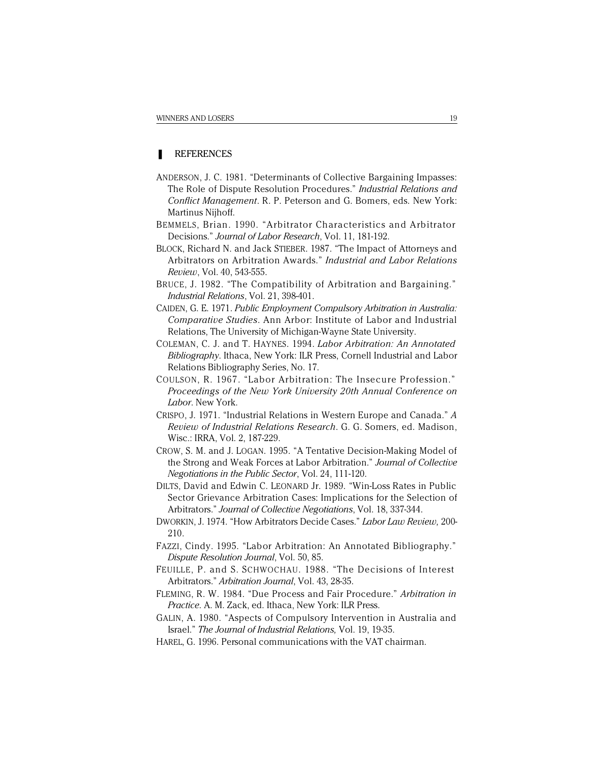## REFERENCES

ANDERSON, J. C. 1981. "Determinants of Collective Bargaining Impasses: The Role of Dispute Resolution Procedures." *Industrial Relations and Conflict Management*. R. P. Peterson and G. Bomers, eds. New York: Martinus Nijhoff.

BEMMELS, Brian. 1990. "Arbitrator Characteristics and Arbitrator Decisions." *Journal of Labor Research*, Vol. 11, 181-192.

BLOCK, Richard N. and Jack STIEBER. 1987. "The Impact of Attorneys and Arbitrators on Arbitration Awards." *Industrial and Labor Relations Review*, Vol. 40, 543-555.

BRUCE, J. 1982. "The Compatibility of Arbitration and Bargaining." *Industrial Relations*, Vol. 21, 398-401.

CAIDEN, G. E. 1971. *Public Employment Compulsory Arbitration in Australia: Comparative Studies*. Ann Arbor: Institute of Labor and Industrial Relations, The University of Michigan-Wayne State University.

COLEMAN, C. J. and T. HAYNES. 1994. *Labor Arbitration: An Annotated Bibliography*. Ithaca, New York: ILR Press, Cornell Industrial and Labor Relations Bibliography Series, No. 17.

COULSON, R. 1967. "Labor Arbitration: The Insecure Profession." *Proceedings of the New York University 20th Annual Conference on Labor*. New York.

CRISPO, J. 1971. "Industrial Relations in Western Europe and Canada." *A Review of Industrial Relations Research*. G. G. Somers, ed. Madison, Wisc.: IRRA, Vol. 2, 187-229.

CROW, S. M. and J. LOGAN. 1995. "A Tentative Decision-Making Model of the Strong and Weak Forces at Labor Arbitration." *Journal of Collective Negotiations in the Public Sector*, Vol. 24, 111-120.

DILTS, David and Edwin C. LEONARD Jr. 1989. "Win-Loss Rates in Public Sector Grievance Arbitration Cases: Implications for the Selection of Arbitrators." *Journal of Collective Negotiations*, Vol. 18, 337-344.

DWORKIN, J. 1974. "How Arbitrators Decide Cases." *Labor Law Review,* 200-210.

FAZZI, Cindy. 1995. "Labor Arbitration: An Annotated Bibliography." *Dispute Resolution Journal*, Vol. 50, 85.

FEUILLE, P. and S. SCHWOCHAU. 1988. "The Decisions of Interest Arbitrators." *Arbitration Journal*, Vol. 43, 28-35.

FLEMING, R. W. 1984. "Due Process and Fair Procedure." *Arbitration in Practice*. A. M. Zack, ed. Ithaca, New York: ILR Press.

GALIN, A. 1980. "Aspects of Compulsory Intervention in Australia and Israel." *The Journal of Industrial Relations,* Vol. 19, 19-35.

HAREL, G. 1996. Personal communications with the VAT chairman.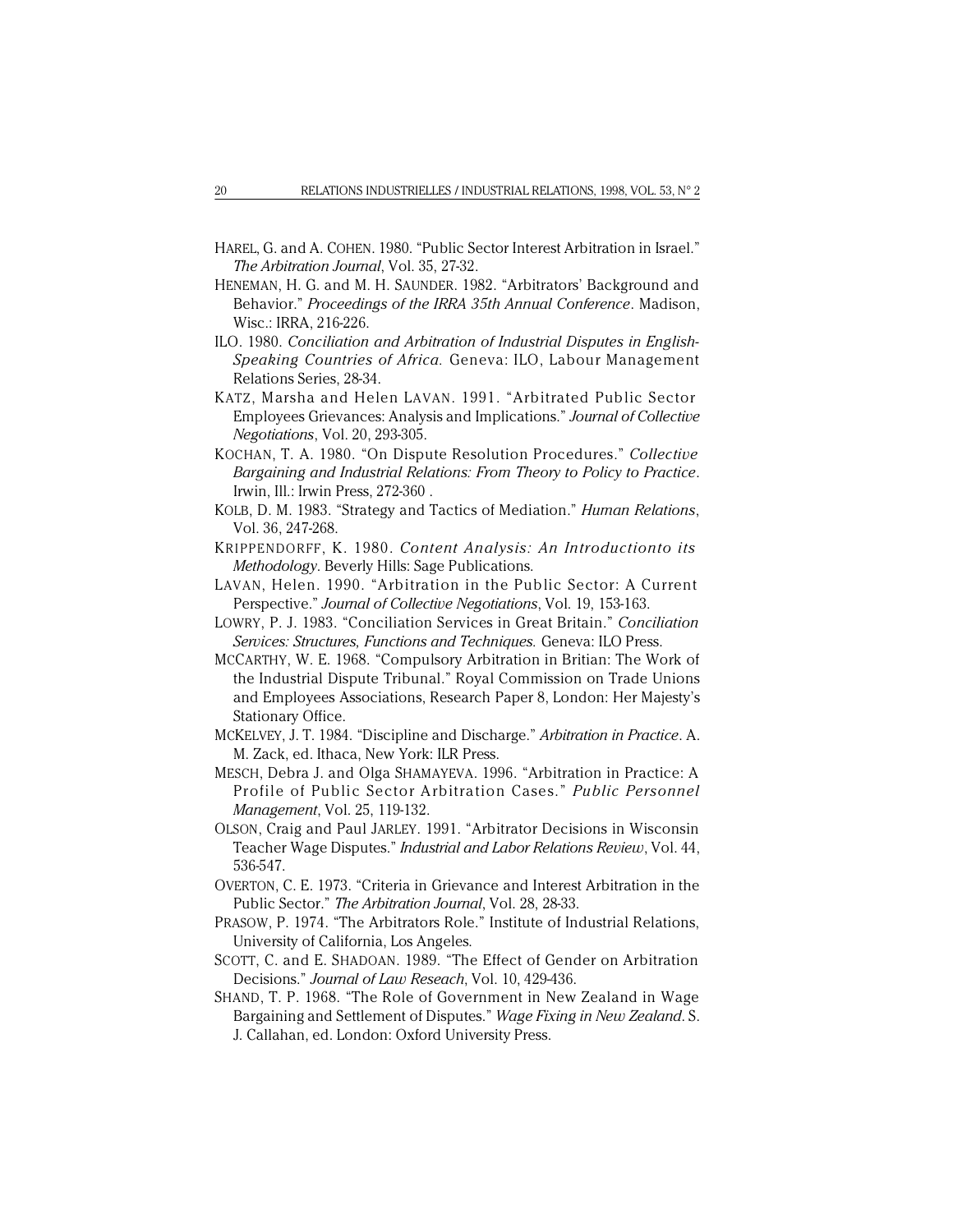HAREL, G. and A. COHEN. 1980. "Public Sector Interest Arbitration in Israel." *The Arbitration Journal*, Vol. 35, 27-32.

HENEMAN, H. G. and M. H. SAUNDER. 1982. "Arbitrators' Background and Behavior." *Proceedings of the IRRA 35th Annual Conference*. Madison, Wisc.: IRRA, 216-226.

ILO. 1980. *Conciliation and Arbitration of Industrial Disputes in English-Speaking Countries of Africa.* Geneva: ILO, Labour Management Relations Series, 28-34.

KATZ, Marsha and Helen LAVAN. 1991. "Arbitrated Public Sector Employees Grievances: Analysis and Implications." *Journal of Collective Negotiations*, Vol. 20, 293-305.

KOCHAN, T. A. 1980. "On Dispute Resolution Procedures." *Collective Bargaining and Industrial Relations: From Theory to Policy to Practice*. Irwin, Ill.: Irwin Press, 272-360 .

KOLB, D. M. 1983. "Strategy and Tactics of Mediation." *Human Relations*, Vol. 36, 247-268.

KRIPPENDORFF, K. 1980. *Content Analysis: An Introductionto its Methodology*. Beverly Hills: Sage Publications.

LAVAN, Helen. 1990. "Arbitration in the Public Sector: A Current Perspective." *Journal of Collective Negotiations*, Vol. 19, 153-163.

LOWRY, P. J. 1983. "Conciliation Services in Great Britain." *Conciliation Services: Structures, Functions and Techniques.* Geneva: ILO Press.

MCCARTHY, W. E. 1968. "Compulsory Arbitration in Britian: The Work of the Industrial Dispute Tribunal." Royal Commission on Trade Unions and Employees Associations, Research Paper 8, London: Her Majesty's Stationary Office.

MCKELVEY, J. T. 1984. "Discipline and Discharge." *Arbitration in Practice*. A. M. Zack, ed. Ithaca, New York: ILR Press.

MESCH, Debra J. and Olga SHAMAYEVA. 1996. "Arbitration in Practice: A Profile of Public Sector Arbitration Cases." *Public Personnel Management*, Vol. 25, 119-132.

OLSON, Craig and Paul JARLEY. 1991. "Arbitrator Decisions in Wisconsin Teacher Wage Disputes." *Industrial and Labor Relations Review*, Vol. 44, 536-547.

OVERTON, C. E. 1973. "Criteria in Grievance and Interest Arbitration in the Public Sector." *The Arbitration Journal*, Vol. 28, 28-33.

PRASOW, P. 1974. "The Arbitrators Role." Institute of Industrial Relations, University of California, Los Angeles.

SCOTT, C. and E. SHADOAN. 1989. "The Effect of Gender on Arbitration Decisions." *Journal of Law Reseach*, Vol. 10, 429-436.

SHAND, T. P. 1968. "The Role of Government in New Zealand in Wage Bargaining and Settlement of Disputes." *Wage Fixing in New Zealand*. S. J. Callahan, ed. London: Oxford University Press.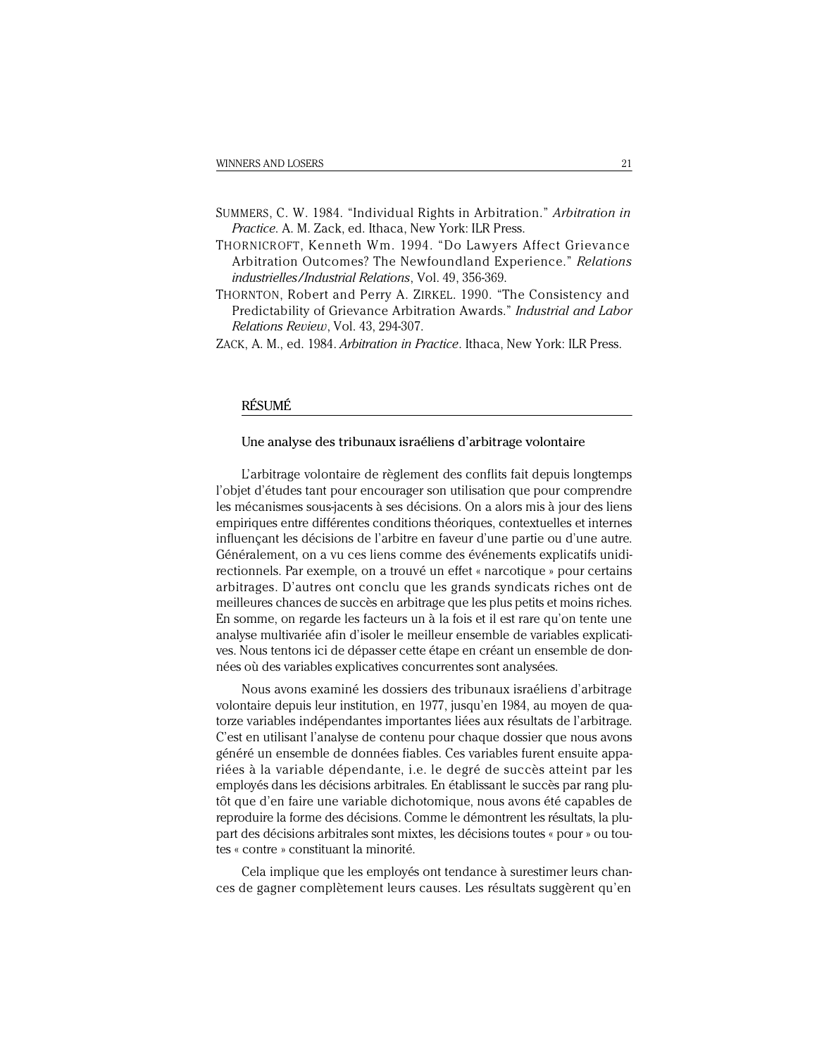SUMMERS, C. W. 1984. "Individual Rights in Arbitration." *Arbitration in Practice*. A. M. Zack, ed. Ithaca, New York: ILR Press.

THORNICROFT, Kenneth Wm. 1994. "Do Lawyers Affect Grievance Arbitration Outcomes? The Newfoundland Experience." *Relations industrielles/Industrial Relations*, Vol. 49, 356-369.

THORNTON, Robert and Perry A. ZIRKEL. 1990. "The Consistency and Predictability of Grievance Arbitration Awards." *Industrial and Labor Relations Review*, Vol. 43, 294-307.

ZACK, A. M., ed. 1984. *Arbitration in Practice*. Ithaca, New York: ILR Press.

## RÉSUMÉ

### Une analyse des tribunaux israéliens d'arbitrage volontaire

L'arbitrage volontaire de règlement des conflits fait depuis longtemps l'objet d'études tant pour encourager son utilisation que pour comprendre les mécanismes sous-jacents à ses décisions. On a alors mis à jour des liens empiriques entre différentes conditions théoriques, contextuelles et internes influençant les décisions de l'arbitre en faveur d'une partie ou d'une autre. Généralement, on a vu ces liens comme des événements explicatifs unidirectionnels. Par exemple, on a trouvé un effet « narcotique » pour certains arbitrages. D'autres ont conclu que les grands syndicats riches ont de meilleures chances de succès en arbitrage que les plus petits et moins riches. En somme, on regarde les facteurs un à la fois et il est rare qu'on tente une analyse multivariée afin d'isoler le meilleur ensemble de variables explicatives. Nous tentons ici de dépasser cette étape en créant un ensemble de données où des variables explicatives concurrentes sont analysées.

Nous avons examiné les dossiers des tribunaux israéliens d'arbitrage volontaire depuis leur institution, en 1977, jusqu'en 1984, au moyen de quatorze variables indépendantes importantes liées aux résultats de l'arbitrage. C'est en utilisant l'analyse de contenu pour chaque dossier que nous avons généré un ensemble de données fiables. Ces variables furent ensuite appariées à la variable dépendante, i.e. le degré de succès atteint par les employés dans les décisions arbitrales. En établissant le succès par rang plutôt que d'en faire une variable dichotomique, nous avons été capables de reproduire la forme des décisions. Comme le démontrent les résultats, la plupart des décisions arbitrales sont mixtes, les décisions toutes « pour » ou toutes « contre » constituant la minorité.

Cela implique que les employés ont tendance à surestimer leurs chances de gagner complètement leurs causes. Les résultats suggèrent qu'en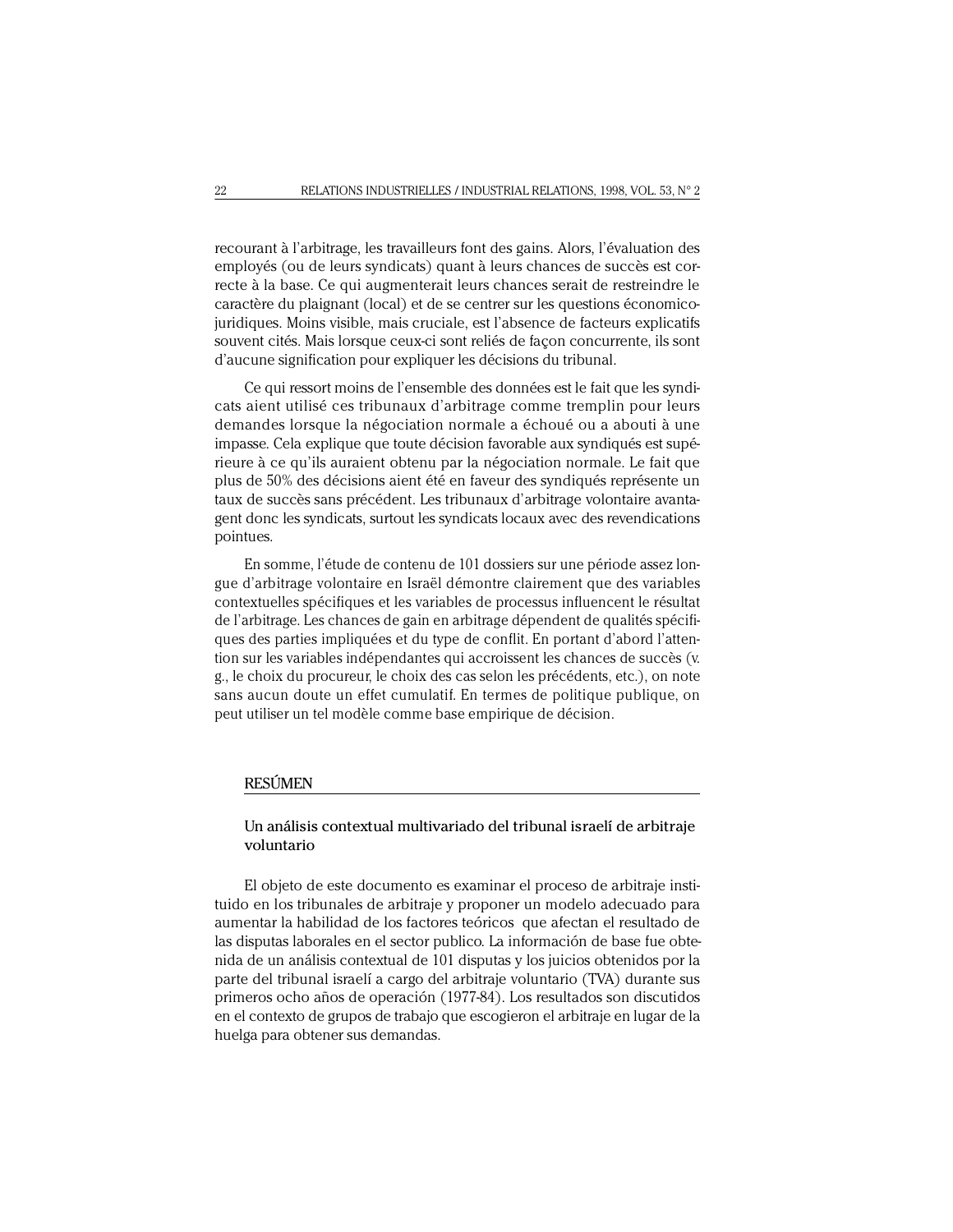recourant à l'arbitrage, les travailleurs font des gains. Alors, l'évaluation des employés (ou de leurs syndicats) quant à leurs chances de succès est correcte à la base. Ce qui augmenterait leurs chances serait de restreindre le caractère du plaignant (local) et de se centrer sur les questions économico-juridiques. Moins visible, mais cruciale, est l'absence de facteurs explicatifs souvent cités. Mais lorsque ceux-ci sont reliés de façon concurrente, ils sont d'aucune signification pour expliquer les décisions du tribunal.

Ce qui ressort moins de l'ensemble des données est le fait que les syndicats aient utilisé ces tribunaux d'arbitrage comme tremplin pour leurs demandes lorsque la négociation normale a échoué ou a abouti à une impasse. Cela explique que toute décision favorable aux syndiqués est supérieure à ce qu'ils auraient obtenu par la négociation normale. Le fait que plus de 50% des décisions aient été en faveur des syndiqués représente un taux de succès sans précédent. Les tribunaux d'arbitrage volontaire avantagent donc les syndicats, surtout les syndicats locaux avec des revendications pointues.

En somme, l'étude de contenu de 101 dossiers sur une période assez longue d'arbitrage volontaire en Israël démontre clairement que des variables contextuelles spécifiques et les variables de processus influencent le résultat de l'arbitrage. Les chances de gain en arbitrage dépendent de qualités spécifiques des parties impliquées et du type de conflit. En portant d'abord l'attention sur les variables indépendantes qui accroissent les chances de succès (v. g., le choix du procureur, le choix des cas selon les précédents, etc.), on note sans aucun doute un effet cumulatif. En termes de politique publique, on peut utiliser un tel modèle comme base empirique de décision.

## RESÚMEN

### Un análisis contextual multivariado del tribunal israelí de arbitraje voluntario

El objeto de este documento es examinar el proceso de arbitraje instituido en los tribunales de arbitraje y proponer un modelo adecuado para aumentar la habilidad de los factores teóricos que afectan el resultado de las disputas laborales en el sector publico. La información de base fue obtenida de un análisis contextual de 101 disputas y los juicios obtenidos por la parte del tribunal israelí a cargo del arbitraje voluntario (TVA) durante sus primeros ocho años de operación (1977-84). Los resultados son discutidos en el contexto de grupos de trabajo que escogieron el arbitraje en lugar de la huelga para obtener sus demandas.